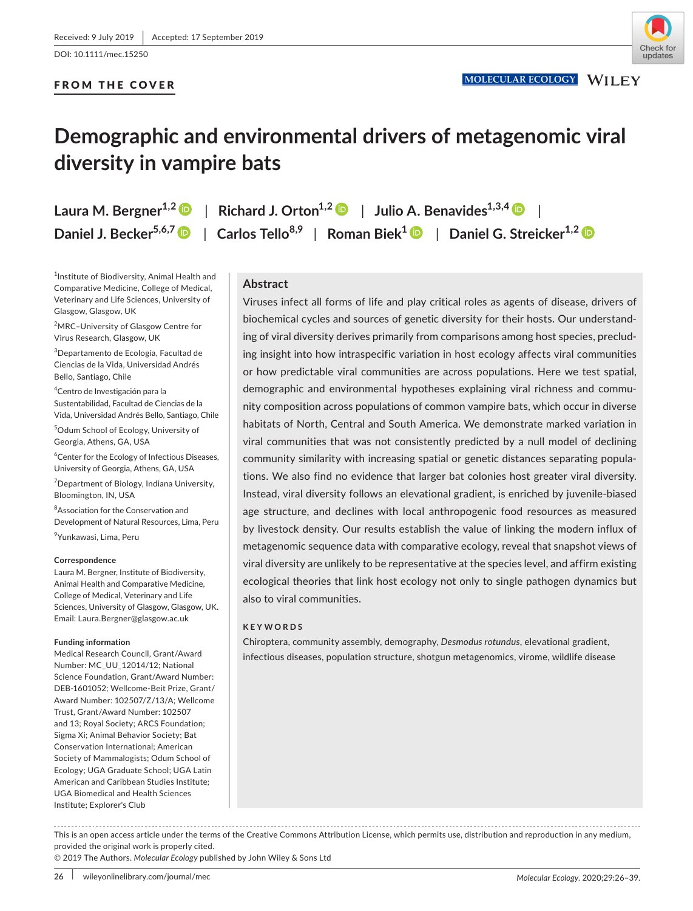Received: 9 July 2019 | Accepted: 17 September 2019

DOI: 10.1111/mec.15250

**FROM THE COVER**

# Demographic and environmental drivers of metagenomic viral diversity in vampire bats

**Laura M. Bergner**[1,2] | **Richard J. Orton**[1,2] | **Julio A. Benavides**[1,3,4] | **Daniel J. Becker**[5,6,7] | **Carlos Tello**[8,9] | **Roman Biek**[1] | **Daniel G. Streicker**[1,2]

[1]Institute of Biodiversity, Animal Health and Comparative Medicine, College of Medical, Veterinary and Life Sciences, University of Glasgow, Glasgow, UK

[2]MRC–University of Glasgow Centre for Virus Research, Glasgow, UK

[3]Departamento de Ecología, Facultad de Ciencias de la Vida, Universidad Andrés Bello, Santiago, Chile

[4]Centro de Investigación para la Sustentabilidad, Facultad de Ciencias de la Vida, Universidad Andrés Bello, Santiago, Chile

[5]Odum School of Ecology, University of Georgia, Athens, GA, USA

[6]Center for the Ecology of Infectious Diseases, University of Georgia, Athens, GA, USA

[7]Department of Biology, Indiana University, Bloomington, IN, USA

[8]Association for the Conservation and Development of Natural Resources, Lima, Peru

[9]Yunkawasi, Lima, Peru

**Correspondence**

Laura M. Bergner, Institute of Biodiversity, Animal Health and Comparative Medicine, College of Medical, Veterinary and Life Sciences, University of Glasgow, Glasgow, UK.
Email: Laura.Bergner@glasgow.ac.uk

**Funding information**

Medical Research Council, Grant/Award Number: MC_UU_12014/12; National Science Foundation, Grant/Award Number: DEB-1601052; Wellcome-Beit Prize, Grant/Award Number: 102507/Z/13/A; Wellcome Trust, Grant/Award Number: 102507 and 13; Royal Society; ARCS Foundation; Sigma Xi; Animal Behavior Society; Bat Conservation International; American Society of Mammalogists; Odum School of Ecology; UGA Graduate School; UGA Latin American and Caribbean Studies Institute; UGA Biomedical and Health Sciences Institute; Explorer's Club

## Abstract

Viruses infect all forms of life and play critical roles as agents of disease, drivers of biochemical cycles and sources of genetic diversity for their hosts. Our understanding of viral diversity derives primarily from comparisons among host species, precluding insight into how intraspecific variation in host ecology affects viral communities or how predictable viral communities are across populations. Here we test spatial, demographic and environmental hypotheses explaining viral richness and community composition across populations of common vampire bats, which occur in diverse habitats of North, Central and South America. We demonstrate marked variation in viral communities that was not consistently predicted by a null model of declining community similarity with increasing spatial or genetic distances separating populations. We also find no evidence that larger bat colonies host greater viral diversity. Instead, viral diversity follows an elevational gradient, is enriched by juvenile-biased age structure, and declines with local anthropogenic food resources as measured by livestock density. Our results establish the value of linking the modern influx of metagenomic sequence data with comparative ecology, reveal that snapshot views of viral diversity are unlikely to be representative at the species level, and affirm existing ecological theories that link host ecology not only to single pathogen dynamics but also to viral communities.

**KEYWORDS**

Chiroptera, community assembly, demography, *Desmodus rotundus*, elevational gradient, infectious diseases, population structure, shotgun metagenomics, virome, wildlife disease

This is an open access article under the terms of the Creative Commons Attribution License, which permits use, distribution and reproduction in any medium, provided the original work is properly cited.
© 2019 The Authors. *Molecular Ecology* published by John Wiley & Sons Ltd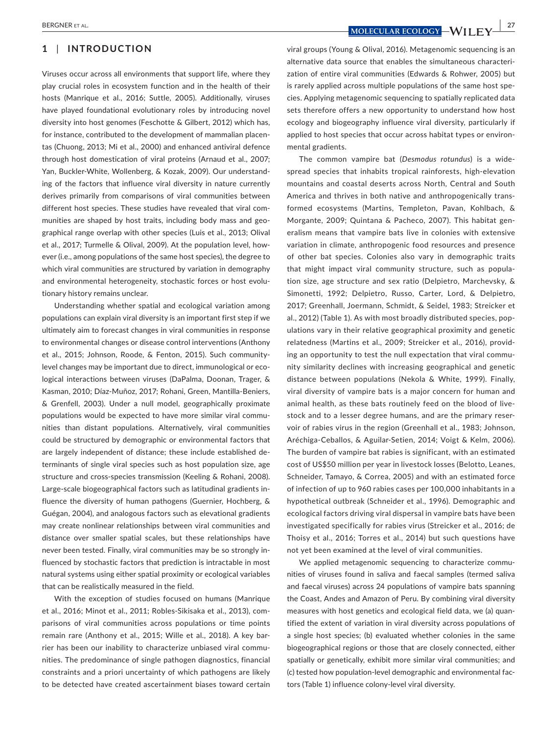## 1 | INTRODUCTION

Viruses occur across all environments that support life, where they play crucial roles in ecosystem function and in the health of their hosts (Manrique et al., 2016; Suttle, 2005). Additionally, viruses have played foundational evolutionary roles by introducing novel diversity into host genomes (Feschotte & Gilbert, 2012) which has, for instance, contributed to the development of mammalian placentas (Chuong, 2013; Mi et al., 2000) and enhanced antiviral defence through host domestication of viral proteins (Arnaud et al., 2007; Yan, Buckler-White, Wollenberg, & Kozak, 2009). Our understanding of the factors that influence viral diversity in nature currently derives primarily from comparisons of viral communities between different host species. These studies have revealed that viral communities are shaped by host traits, including body mass and geographical range overlap with other species (Luis et al., 2013; Olival et al., 2017; Turmelle & Olival, 2009). At the population level, however (i.e., among populations of the same host species), the degree to which viral communities are structured by variation in demography and environmental heterogeneity, stochastic forces or host evolutionary history remains unclear.

Understanding whether spatial and ecological variation among populations can explain viral diversity is an important first step if we ultimately aim to forecast changes in viral communities in response to environmental changes or disease control interventions (Anthony et al., 2015; Johnson, Roode, & Fenton, 2015). Such community-level changes may be important due to direct, immunological or ecological interactions between viruses (DaPalma, Doonan, Trager, & Kasman, 2010; Díaz-Muñoz, 2017; Rohani, Green, Mantilla-Beniers, & Grenfell, 2003). Under a null model, geographically proximate populations would be expected to have more similar viral communities than distant populations. Alternatively, viral communities could be structured by demographic or environmental factors that are largely independent of distance; these include established determinants of single viral species such as host population size, age structure and cross-species transmission (Keeling & Rohani, 2008). Large-scale biogeographical factors such as latitudinal gradients influence the diversity of human pathogens (Guernier, Hochberg, & Guégan, 2004), and analogous factors such as elevational gradients may create nonlinear relationships between viral communities and distance over smaller spatial scales, but these relationships have never been tested. Finally, viral communities may be so strongly influenced by stochastic factors that prediction is intractable in most natural systems using either spatial proximity or ecological variables that can be realistically measured in the field.

With the exception of studies focused on humans (Manrique et al., 2016; Minot et al., 2011; Robles-Sikisaka et al., 2013), comparisons of viral communities across populations or time points remain rare (Anthony et al., 2015; Wille et al., 2018). A key barrier has been our inability to characterize unbiased viral communities. The predominance of single pathogen diagnostics, financial constraints and a priori uncertainty of which pathogens are likely to be detected have created ascertainment biases toward certain viral groups (Young & Olival, 2016). Metagenomic sequencing is an alternative data source that enables the simultaneous characterization of entire viral communities (Edwards & Rohwer, 2005) but is rarely applied across multiple populations of the same host species. Applying metagenomic sequencing to spatially replicated data sets therefore offers a new opportunity to understand how host ecology and biogeography influence viral diversity, particularly if applied to host species that occur across habitat types or environmental gradients.

The common vampire bat (*Desmodus rotundus*) is a widespread species that inhabits tropical rainforests, high-elevation mountains and coastal deserts across North, Central and South America and thrives in both native and anthropogenically transformed ecosystems (Martins, Templeton, Pavan, Kohlbach, & Morgante, 2009; Quintana & Pacheco, 2007). This habitat generalism means that vampire bats live in colonies with extensive variation in climate, anthropogenic food resources and presence of other bat species. Colonies also vary in demographic traits that might impact viral community structure, such as population size, age structure and sex ratio (Delpietro, Marchevsky, & Simonetti, 1992; Delpietro, Russo, Carter, Lord, & Delpietro, 2017; Greenhall, Joermann, Schmidt, & Seidel, 1983; Streicker et al., 2012) (Table 1). As with most broadly distributed species, populations vary in their relative geographical proximity and genetic relatedness (Martins et al., 2009; Streicker et al., 2016), providing an opportunity to test the null expectation that viral community similarity declines with increasing geographical and genetic distance between populations (Nekola & White, 1999). Finally, viral diversity of vampire bats is a major concern for human and animal health, as these bats routinely feed on the blood of livestock and to a lesser degree humans, and are the primary reservoir of rabies virus in the region (Greenhall et al., 1983; Johnson, Aréchiga-Ceballos, & Aguilar-Setien, 2014; Voigt & Kelm, 2006). The burden of vampire bat rabies is significant, with an estimated cost of US$50 million per year in livestock losses (Belotto, Leanes, Schneider, Tamayo, & Correa, 2005) and with an estimated force of infection of up to 960 rabies cases per 100,000 inhabitants in a hypothetical outbreak (Schneider et al., 1996). Demographic and ecological factors driving viral dispersal in vampire bats have been investigated specifically for rabies virus (Streicker et al., 2016; de Thoisy et al., 2016; Torres et al., 2014) but such questions have not yet been examined at the level of viral communities.

We applied metagenomic sequencing to characterize communities of viruses found in saliva and faecal samples (termed saliva and faecal viruses) across 24 populations of vampire bats spanning the Coast, Andes and Amazon of Peru. By combining viral diversity measures with host genetics and ecological field data, we (a) quantified the extent of variation in viral diversity across populations of a single host species; (b) evaluated whether colonies in the same biogeographical regions or those that are closely connected, either spatially or genetically, exhibit more similar viral communities; and (c) tested how population-level demographic and environmental factors (Table 1) influence colony-level viral diversity.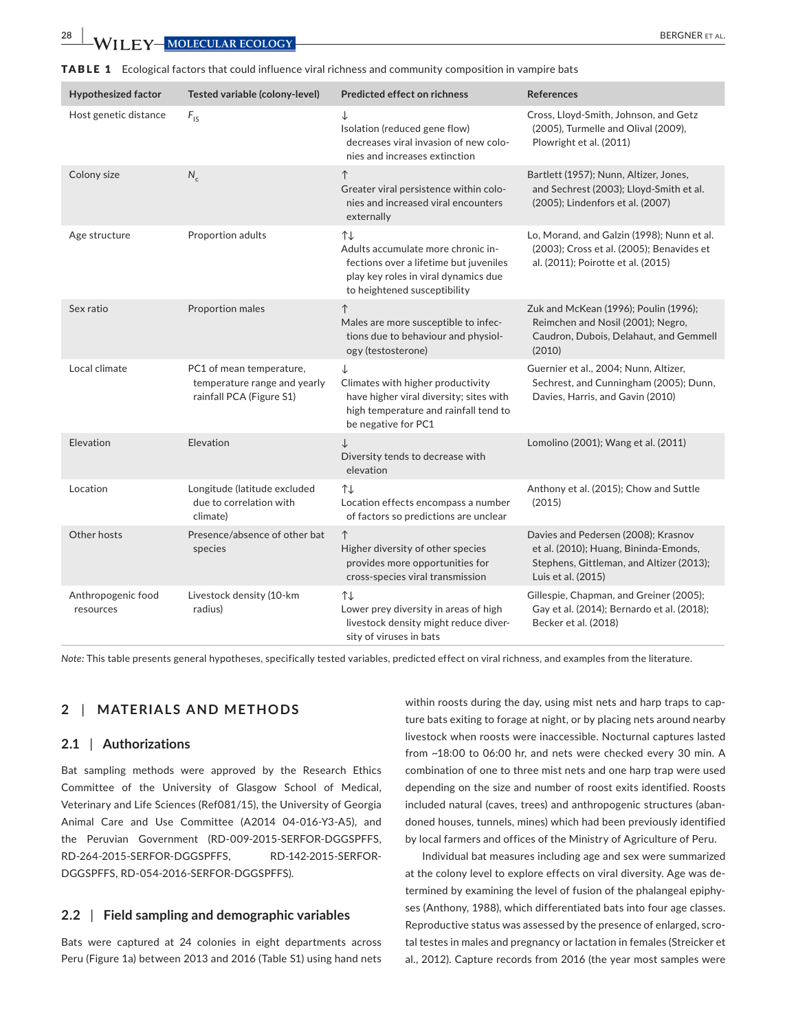**TABLE 1** Ecological factors that could influence viral richness and community composition in vampire bats

| Hypothesized factor | Tested variable (colony-level) | Predicted effect on richness | References |
|---|---|---|---|
| Host genetic distance | $F_{IS}$ | ↓ Isolation (reduced gene flow) decreases viral invasion of new colonies and increases extinction | Cross, Lloyd-Smith, Johnson, and Getz (2005), Turmelle and Olival (2009), Plowright et al. (2011) |
| Colony size | $N_c$ | ↑ Greater viral persistence within colonies and increased viral encounters externally | Bartlett (1957); Nunn, Altizer, Jones, and Sechrest (2003); Lloyd-Smith et al. (2005); Lindenfors et al. (2007) |
| Age structure | Proportion adults | ↑↓ Adults accumulate more chronic infections over a lifetime but juveniles play key roles in viral dynamics due to heightened susceptibility | Lo, Morand, and Galzin (1998); Nunn et al. (2003); Cross et al. (2005); Benavides et al. (2011); Poirotte et al. (2015) |
| Sex ratio | Proportion males | ↑ Males are more susceptible to infections due to behaviour and physiology (testosterone) | Zuk and McKean (1996); Poulin (1996); Reimchen and Nosil (2001); Negro, Caudron, Dubois, Delahaut, and Gemmell (2010) |
| Local climate | PC1 of mean temperature, temperature range and yearly rainfall PCA (Figure S1) | ↓ Climates with higher productivity have higher viral diversity; sites with high temperature and rainfall tend to be negative for PC1 | Guernier et al., 2004; Nunn, Altizer, Sechrest, and Cunningham (2005); Dunn, Davies, Harris, and Gavin (2010) |
| Elevation | Elevation | ↓ Diversity tends to decrease with elevation | Lomolino (2001); Wang et al. (2011) |
| Location | Longitude (latitude excluded due to correlation with climate) | ↑↓ Location effects encompass a number of factors so predictions are unclear | Anthony et al. (2015); Chow and Suttle (2015) |
| Other hosts | Presence/absence of other bat species | ↑ Higher diversity of other species provides more opportunities for cross-species viral transmission | Davies and Pedersen (2008); Krasnov et al. (2010); Huang, Bininda-Emonds, Stephens, Gittleman, and Altizer (2013); Luis et al. (2015) |
| Anthropogenic food resources | Livestock density (10-km radius) | ↑↓ Lower prey diversity in areas of high livestock density might reduce diversity of viruses in bats | Gillespie, Chapman, and Greiner (2005); Gay et al. (2014); Bernardo et al. (2018); Becker et al. (2018) |

*Note:* This table presents general hypotheses, specifically tested variables, predicted effect on viral richness, and examples from the literature.

## 2 | MATERIALS AND METHODS

### 2.1 | Authorizations

Bat sampling methods were approved by the Research Ethics Committee of the University of Glasgow School of Medical, Veterinary and Life Sciences (Ref081/15), the University of Georgia Animal Care and Use Committee (A2014 04-016-Y3-A5), and the Peruvian Government (RD-009-2015-SERFOR-DGGSPFFS, RD-264-2015-SERFOR-DGGSPFFS, RD-142-2015-SERFOR-DGGSPFFS, RD-054-2016-SERFOR-DGGSPFFS).

### 2.2 | Field sampling and demographic variables

Bats were captured at 24 colonies in eight departments across Peru (Figure 1a) between 2013 and 2016 (Table S1) using hand nets within roosts during the day, using mist nets and harp traps to capture bats exiting to forage at night, or by placing nets around nearby livestock when roosts were inaccessible. Nocturnal captures lasted from ~18:00 to 06:00 hr, and nets were checked every 30 min. A combination of one to three mist nets and one harp trap were used depending on the size and number of roost exits identified. Roosts included natural (caves, trees) and anthropogenic structures (abandoned houses, tunnels, mines) which had been previously identified by local farmers and offices of the Ministry of Agriculture of Peru.

Individual bat measures including age and sex were summarized at the colony level to explore effects on viral diversity. Age was determined by examining the level of fusion of the phalangeal epiphyses (Anthony, 1988), which differentiated bats into four age classes. Reproductive status was assessed by the presence of enlarged, scrotal testes in males and pregnancy or lactation in females (Streicker et al., 2012). Capture records from 2016 (the year most samples were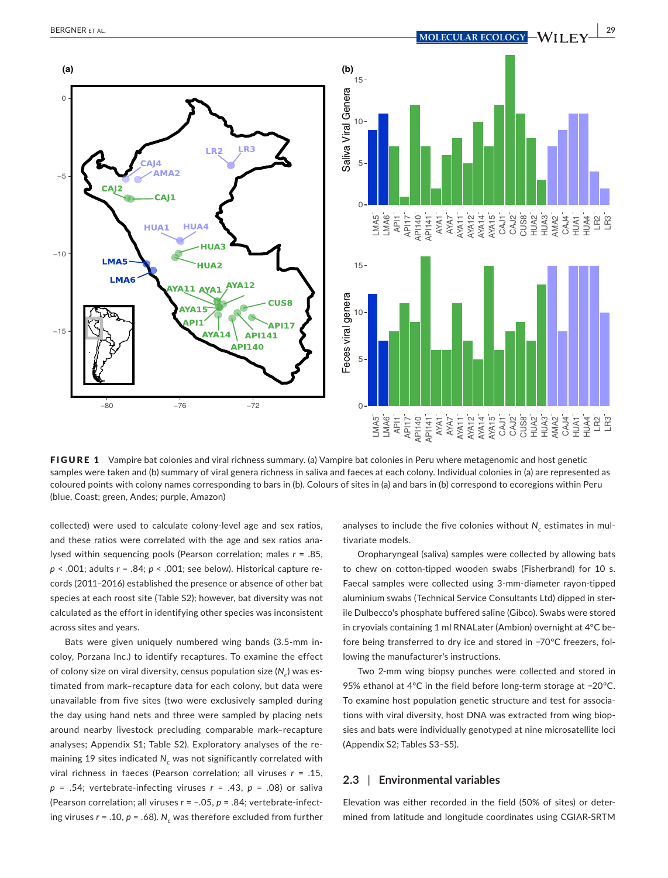**FIGURE 1** Vampire bat colonies and viral richness summary. (a) Vampire bat colonies in Peru where metagenomic and host genetic samples were taken and (b) summary of viral genera richness in saliva and faeces at each colony. Individual colonies in (a) are represented as coloured points with colony names corresponding to bars in (b). Colours of sites in (a) and bars in (b) correspond to ecoregions within Peru (blue, Coast; green, Andes; purple, Amazon)

collected) were used to calculate colony-level age and sex ratios, and these ratios were correlated with the age and sex ratios analysed within sequencing pools (Pearson correlation; males $r = .85$, $p < .001$; adults $r = .84$; $p < .001$; see below). Historical capture records (2011–2016) established the presence or absence of other bat species at each roost site (Table S2); however, bat diversity was not calculated as the effort in identifying other species was inconsistent across sites and years.

Bats were given uniquely numbered wing bands (3.5-mm incoloy, Porzana Inc.) to identify recaptures. To examine the effect of colony size on viral diversity, census population size ($N_c$) was estimated from mark–recapture data for each colony, but data were unavailable from five sites (two were exclusively sampled during the day using hand nets and three were sampled by placing nets around nearby livestock precluding comparable mark–recapture analyses; Appendix S1; Table S2). Exploratory analyses of the remaining 19 sites indicated $N_c$ was not significantly correlated with viral richness in faeces (Pearson correlation; all viruses $r = .15$, $p = .54$; vertebrate-infecting viruses $r = .43$, $p = .08$) or saliva (Pearson correlation; all viruses $r = -.05$, $p = .84$; vertebrate-infecting viruses $r = .10$, $p = .68$). $N_c$ was therefore excluded from further analyses to include the five colonies without $N_c$ estimates in multivariate models.

Oropharyngeal (saliva) samples were collected by allowing bats to chew on cotton-tipped wooden swabs (Fisherbrand) for 10 s. Faecal samples were collected using 3-mm-diameter rayon-tipped aluminium swabs (Technical Service Consultants Ltd) dipped in sterile Dulbecco's phosphate buffered saline (Gibco). Swabs were stored in cryovials containing 1 ml RNALater (Ambion) overnight at 4°C before being transferred to dry ice and stored in −70°C freezers, following the manufacturer's instructions.

Two 2-mm wing biopsy punches were collected and stored in 95% ethanol at 4°C in the field before long-term storage at −20°C. To examine host population genetic structure and test for associations with viral diversity, host DNA was extracted from wing biopsies and bats were individually genotyped at nine microsatellite loci (Appendix S2; Tables S3–S5).

### 2.3 | Environmental variables

Elevation was either recorded in the field (50% of sites) or determined from latitude and longitude coordinates using CGIAR-SRTM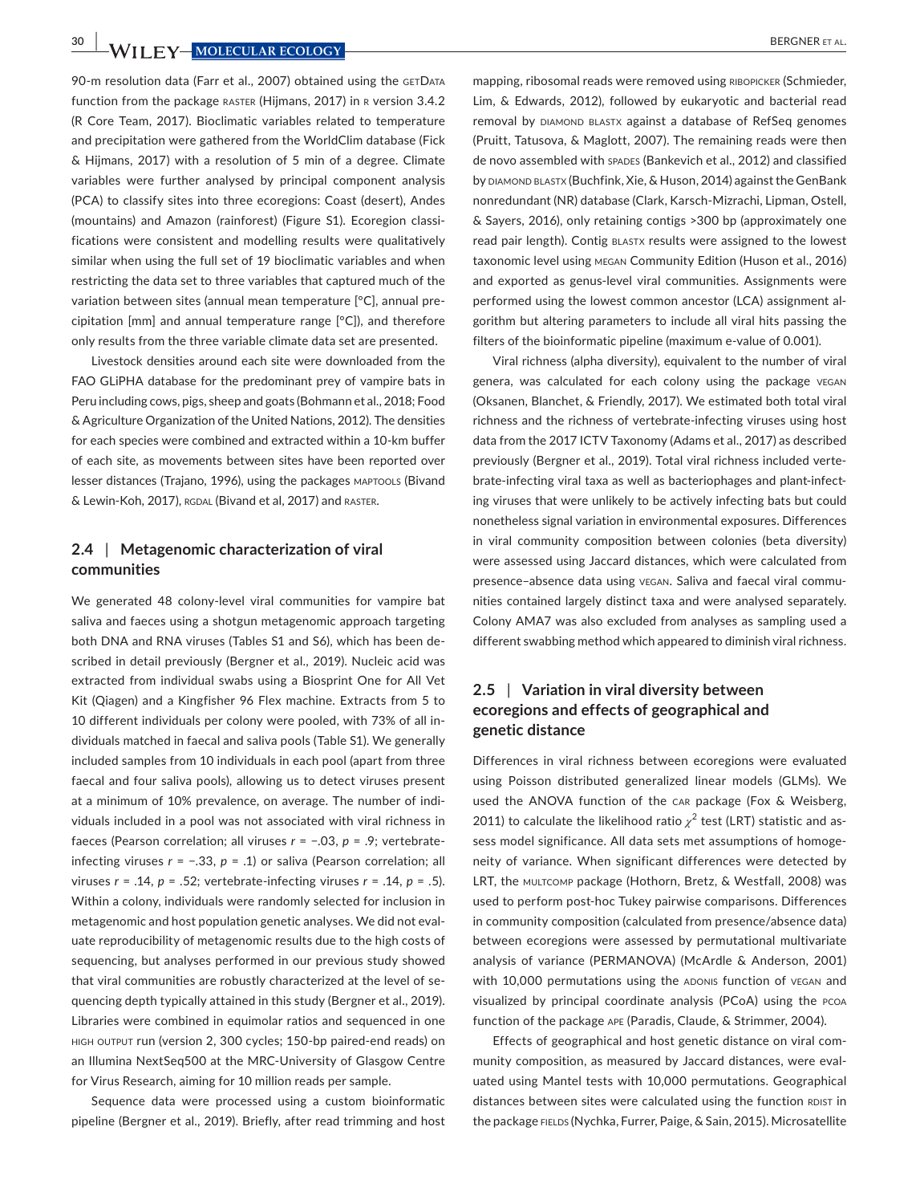90-m resolution data (Farr et al., 2007) obtained using the GETDATA function from the package RASTER (Hijmans, 2017) in R version 3.4.2 (R Core Team, 2017). Bioclimatic variables related to temperature and precipitation were gathered from the WorldClim database (Fick & Hijmans, 2017) with a resolution of 5 min of a degree. Climate variables were further analysed by principal component analysis (PCA) to classify sites into three ecoregions: Coast (desert), Andes (mountains) and Amazon (rainforest) (Figure S1). Ecoregion classifications were consistent and modelling results were qualitatively similar when using the full set of 19 bioclimatic variables and when restricting the data set to three variables that captured much of the variation between sites (annual mean temperature [°C], annual precipitation [mm] and annual temperature range [°C]), and therefore only results from the three variable climate data set are presented.

Livestock densities around each site were downloaded from the FAO GLiPHA database for the predominant prey of vampire bats in Peru including cows, pigs, sheep and goats (Bohmann et al., 2018; Food & Agriculture Organization of the United Nations, 2012). The densities for each species were combined and extracted within a 10-km buffer of each site, as movements between sites have been reported over lesser distances (Trajano, 1996), using the packages MAPTOOLS (Bivand & Lewin-Koh, 2017), RGDAL (Bivand et al, 2017) and RASTER.

## 2.4 | Metagenomic characterization of viral communities

We generated 48 colony-level viral communities for vampire bat saliva and faeces using a shotgun metagenomic approach targeting both DNA and RNA viruses (Tables S1 and S6), which has been described in detail previously (Bergner et al., 2019). Nucleic acid was extracted from individual swabs using a Biosprint One for All Vet Kit (Qiagen) and a Kingfisher 96 Flex machine. Extracts from 5 to 10 different individuals per colony were pooled, with 73% of all individuals matched in faecal and saliva pools (Table S1). We generally included samples from 10 individuals in each pool (apart from three faecal and four saliva pools), allowing us to detect viruses present at a minimum of 10% prevalence, on average. The number of individuals included in a pool was not associated with viral richness in faeces (Pearson correlation; all viruses $r = -.03$, $p = .9$; vertebrate-infecting viruses $r = -.33$, $p = .1$) or saliva (Pearson correlation; all viruses $r = .14$, $p = .52$; vertebrate-infecting viruses $r = .14$, $p = .5$). Within a colony, individuals were randomly selected for inclusion in metagenomic and host population genetic analyses. We did not evaluate reproducibility of metagenomic results due to the high costs of sequencing, but analyses performed in our previous study showed that viral communities are robustly characterized at the level of sequencing depth typically attained in this study (Bergner et al., 2019). Libraries were combined in equimolar ratios and sequenced in one HIGH OUTPUT run (version 2, 300 cycles; 150-bp paired-end reads) on an Illumina NextSeq500 at the MRC-University of Glasgow Centre for Virus Research, aiming for 10 million reads per sample.

Sequence data were processed using a custom bioinformatic pipeline (Bergner et al., 2019). Briefly, after read trimming and host mapping, ribosomal reads were removed using RIBOPICKER (Schmieder, Lim, & Edwards, 2012), followed by eukaryotic and bacterial read removal by DIAMOND BLASTX against a database of RefSeq genomes (Pruitt, Tatusova, & Maglott, 2007). The remaining reads were then de novo assembled with SPADES (Bankevich et al., 2012) and classified by DIAMOND BLASTX (Buchfink, Xie, & Huson, 2014) against the GenBank nonredundant (NR) database (Clark, Karsch-Mizrachi, Lipman, Ostell, & Sayers, 2016), only retaining contigs >300 bp (approximately one read pair length). Contig BLASTX results were assigned to the lowest taxonomic level using MEGAN Community Edition (Huson et al., 2016) and exported as genus-level viral communities. Assignments were performed using the lowest common ancestor (LCA) assignment algorithm but altering parameters to include all viral hits passing the filters of the bioinformatic pipeline (maximum e-value of 0.001).

Viral richness (alpha diversity), equivalent to the number of viral genera, was calculated for each colony using the package VEGAN (Oksanen, Blanchet, & Friendly, 2017). We estimated both total viral richness and the richness of vertebrate-infecting viruses using host data from the 2017 ICTV Taxonomy (Adams et al., 2017) as described previously (Bergner et al., 2019). Total viral richness included vertebrate-infecting viral taxa as well as bacteriophages and plant-infecting viruses that were unlikely to be actively infecting bats but could nonetheless signal variation in environmental exposures. Differences in viral community composition between colonies (beta diversity) were assessed using Jaccard distances, which were calculated from presence–absence data using VEGAN. Saliva and faecal viral communities contained largely distinct taxa and were analysed separately. Colony AMA7 was also excluded from analyses as sampling used a different swabbing method which appeared to diminish viral richness.

## 2.5 | Variation in viral diversity between ecoregions and effects of geographical and genetic distance

Differences in viral richness between ecoregions were evaluated using Poisson distributed generalized linear models (GLMs). We used the ANOVA function of the CAR package (Fox & Weisberg, 2011) to calculate the likelihood ratio $\chi^2$ test (LRT) statistic and assess model significance. All data sets met assumptions of homogeneity of variance. When significant differences were detected by LRT, the MULTCOMP package (Hothorn, Bretz, & Westfall, 2008) was used to perform post-hoc Tukey pairwise comparisons. Differences in community composition (calculated from presence/absence data) between ecoregions were assessed by permutational multivariate analysis of variance (PERMANOVA) (McArdle & Anderson, 2001) with 10,000 permutations using the ADONIS function of VEGAN and visualized by principal coordinate analysis (PCoA) using the PCOA function of the package APE (Paradis, Claude, & Strimmer, 2004).

Effects of geographical and host genetic distance on viral community composition, as measured by Jaccard distances, were evaluated using Mantel tests with 10,000 permutations. Geographical distances between sites were calculated using the function RDIST in the package FIELDS (Nychka, Furrer, Paige, & Sain, 2015). Microsatellite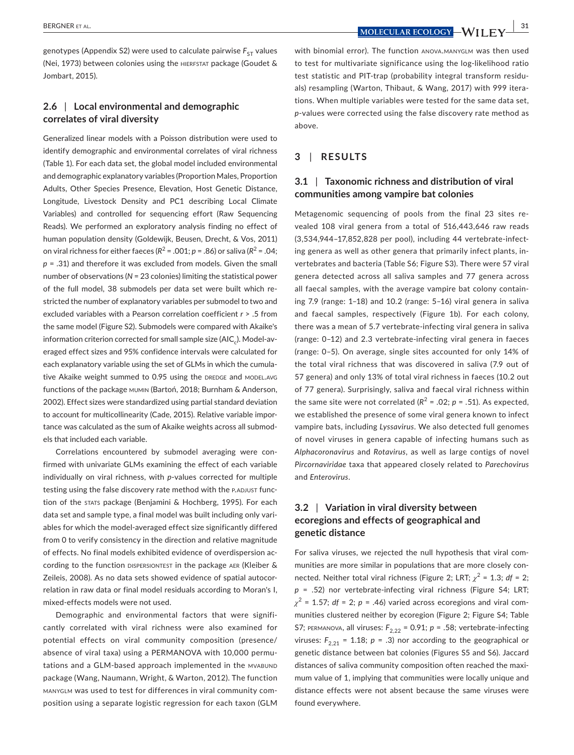genotypes (Appendix S2) were used to calculate pairwise $F_{ST}$ values (Nei, 1973) between colonies using the HIERFSTAT package (Goudet & Jombart, 2015).

### 2.6 | Local environmental and demographic correlates of viral diversity

Generalized linear models with a Poisson distribution were used to identify demographic and environmental correlates of viral richness (Table 1). For each data set, the global model included environmental and demographic explanatory variables (Proportion Males, Proportion Adults, Other Species Presence, Elevation, Host Genetic Distance, Longitude, Livestock Density and PC1 describing Local Climate Variables) and controlled for sequencing effort (Raw Sequencing Reads). We performed an exploratory analysis finding no effect of human population density (Goldewijk, Beusen, Drecht, & Vos, 2011) on viral richness for either faeces ($R^2$ = .001; $p$ = .86) or saliva ($R^2$ = .04; $p$ = .31) and therefore it was excluded from models. Given the small number of observations ($N$ = 23 colonies) limiting the statistical power of the full model, 38 submodels per data set were built which restricted the number of explanatory variables per submodel to two and excluded variables with a Pearson correlation coefficient $r$ > .5 from the same model (Figure S2). Submodels were compared with Akaike's information criterion corrected for small sample size ($AIC_c$). Model-averaged effect sizes and 95% confidence intervals were calculated for each explanatory variable using the set of GLMs in which the cumulative Akaike weight summed to 0.95 using the DREDGE and MODEL.AVG functions of the package MUMIN (Bartoń, 2018; Burnham & Anderson, 2002). Effect sizes were standardized using partial standard deviation to account for multicollinearity (Cade, 2015). Relative variable importance was calculated as the sum of Akaike weights across all submodels that included each variable.

Correlations encountered by submodel averaging were confirmed with univariate GLMs examining the effect of each variable individually on viral richness, with $p$-values corrected for multiple testing using the false discovery rate method with the P.ADJUST function of the STATS package (Benjamini & Hochberg, 1995). For each data set and sample type, a final model was built including only variables for which the model-averaged effect size significantly differed from 0 to verify consistency in the direction and relative magnitude of effects. No final models exhibited evidence of overdispersion according to the function DISPERSIONTEST in the package AER (Kleiber & Zeileis, 2008). As no data sets showed evidence of spatial autocorrelation in raw data or final model residuals according to Moran's I, mixed-effects models were not used.

Demographic and environmental factors that were significantly correlated with viral richness were also examined for potential effects on viral community composition (presence/absence of viral taxa) using a PERMANOVA with 10,000 permutations and a GLM-based approach implemented in the MVABUND package (Wang, Naumann, Wright, & Warton, 2012). The function MANYGLM was used to test for differences in viral community composition using a separate logistic regression for each taxon (GLM with binomial error). The function ANOVA.MANYGLM was then used to test for multivariate significance using the log-likelihood ratio test statistic and PIT-trap (probability integral transform residuals) resampling (Warton, Thibaut, & Wang, 2017) with 999 iterations. When multiple variables were tested for the same data set, $p$-values were corrected using the false discovery rate method as above.

## 3 | RESULTS

### 3.1 | Taxonomic richness and distribution of viral communities among vampire bat colonies

Metagenomic sequencing of pools from the final 23 sites revealed 108 viral genera from a total of 516,443,646 raw reads (3,534,944–17,852,828 per pool), including 44 vertebrate-infecting genera as well as other genera that primarily infect plants, invertebrates and bacteria (Table S6; Figure S3). There were 57 viral genera detected across all saliva samples and 77 genera across all faecal samples, with the average vampire bat colony containing 7.9 (range: 1–18) and 10.2 (range: 5–16) viral genera in saliva and faecal samples, respectively (Figure 1b). For each colony, there was a mean of 5.7 vertebrate-infecting viral genera in saliva (range: 0–12) and 2.3 vertebrate-infecting viral genera in faeces (range: 0–5). On average, single sites accounted for only 14% of the total viral richness that was discovered in saliva (7.9 out of 57 genera) and only 13% of total viral richness in faeces (10.2 out of 77 genera). Surprisingly, saliva and faecal viral richness within the same site were not correlated ($R^2$ = .02; $p$ = .51). As expected, we established the presence of some viral genera known to infect vampire bats, including *Lyssavirus*. We also detected full genomes of novel viruses in genera capable of infecting humans such as *Alphacoronavirus* and *Rotavirus*, as well as large contigs of novel *Pircornaviridae* taxa that appeared closely related to *Parechovirus* and *Enterovirus*.

### 3.2 | Variation in viral diversity between ecoregions and effects of geographical and genetic distance

For saliva viruses, we rejected the null hypothesis that viral communities are more similar in populations that are more closely connected. Neither total viral richness (Figure 2; LRT; $\chi^2$ = 1.3; $df$ = 2; $p$ = .52) nor vertebrate-infecting viral richness (Figure S4; LRT; $\chi^2$ = 1.57; $df$ = 2; $p$ = .46) varied across ecoregions and viral communities clustered neither by ecoregion (Figure 2; Figure S4; Table S7; PERMANOVA, all viruses: $F_{2,22}$ = 0.91; $p$ = .58; vertebrate-infecting viruses: $F_{2,21}$ = 1.18; $p$ = .3) nor according to the geographical or genetic distance between bat colonies (Figures S5 and S6). Jaccard distances of saliva community composition often reached the maximum value of 1, implying that communities were locally unique and distance effects were not absent because the same viruses were found everywhere.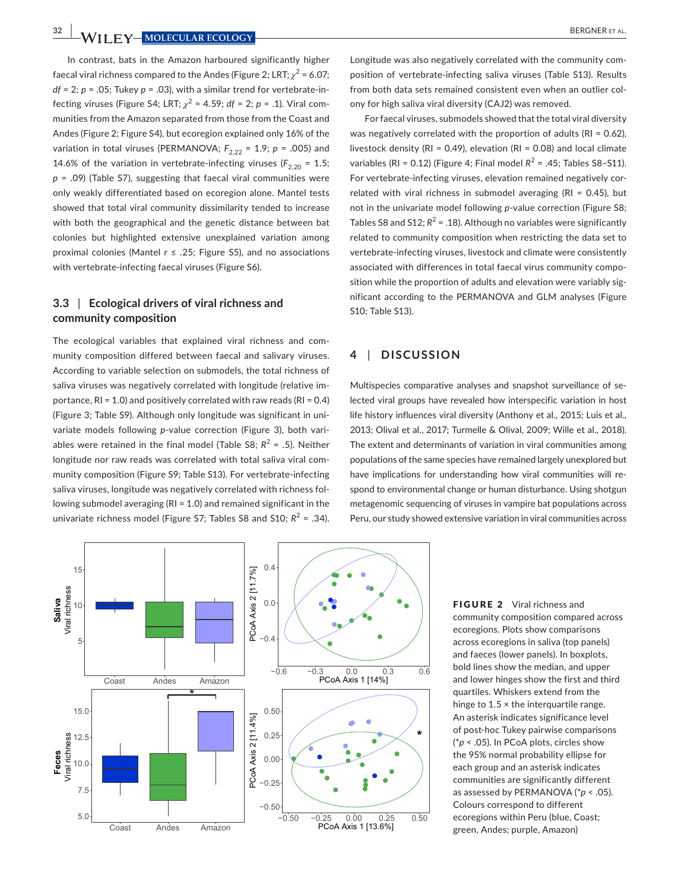In contrast, bats in the Amazon harboured significantly higher faecal viral richness compared to the Andes (Figure 2; LRT; $\chi^2 = 6.07$; $df = 2$; $p = .05$; Tukey $p = .03$), with a similar trend for vertebrate-infecting viruses (Figure S4; LRT; $\chi^2 = 4.59$; $df = 2$; $p = .1$). Viral communities from the Amazon separated from those from the Coast and Andes (Figure 2; Figure S4), but ecoregion explained only 16% of the variation in total viruses (PERMANOVA; $F_{2,22} = 1.9$; $p = .005$) and 14.6% of the variation in vertebrate-infecting viruses ($F_{2,20} = 1.5$; $p = .09$) (Table S7), suggesting that faecal viral communities were only weakly differentiated based on ecoregion alone. Mantel tests showed that total viral community dissimilarity tended to increase with both the geographical and the genetic distance between bat colonies but highlighted extensive unexplained variation among proximal colonies (Mantel $r \leq .25$; Figure S5), and no associations with vertebrate-infecting faecal viruses (Figure S6).

### 3.3 | Ecological drivers of viral richness and community composition

The ecological variables that explained viral richness and community composition differed between faecal and salivary viruses. According to variable selection on submodels, the total richness of saliva viruses was negatively correlated with longitude (relative importance, RI = 1.0) and positively correlated with raw reads (RI = 0.4) (Figure 3; Table S9). Although only longitude was significant in univariate models following *p*-value correction (Figure 3), both variables were retained in the final model (Table S8; $R^2 = .5$). Neither longitude nor raw reads was correlated with total saliva viral community composition (Figure S9; Table S13). For vertebrate-infecting saliva viruses, longitude was negatively correlated with richness following submodel averaging (RI = 1.0) and remained significant in the univariate richness model (Figure S7; Tables S8 and S10; $R^2 = .34$). Longitude was also negatively correlated with the community composition of vertebrate-infecting saliva viruses (Table S13). Results from both data sets remained consistent even when an outlier colony for high saliva viral diversity (CAJ2) was removed.

For faecal viruses, submodels showed that the total viral diversity was negatively correlated with the proportion of adults (RI = 0.62), livestock density (RI = 0.49), elevation (RI = 0.08) and local climate variables (RI = 0.12) (Figure 4; Final model $R^2 = .45$; Tables S8–S11). For vertebrate-infecting viruses, elevation remained negatively correlated with viral richness in submodel averaging (RI = 0.45), but not in the univariate model following *p*-value correction (Figure S8; Tables S8 and S12; $R^2 = .18$). Although no variables were significantly related to community composition when restricting the data set to vertebrate-infecting viruses, livestock and climate were consistently associated with differences in total faecal virus community composition while the proportion of adults and elevation were variably significant according to the PERMANOVA and GLM analyses (Figure S10; Table S13).

## 4 | DISCUSSION

Multispecies comparative analyses and snapshot surveillance of selected viral groups have revealed how interspecific variation in host life history influences viral diversity (Anthony et al., 2015; Luis et al., 2013; Olival et al., 2017; Turmelle & Olival, 2009; Wille et al., 2018). The extent and determinants of variation in viral communities among populations of the same species have remained largely unexplored but have implications for understanding how viral communities will respond to environmental change or human disturbance. Using shotgun metagenomic sequencing of viruses in vampire bat populations across Peru, our study showed extensive variation in viral communities across

**FIGURE 2** Viral richness and community composition compared across ecoregions. Plots show comparisons across ecoregions in saliva (top panels) and faeces (lower panels). In boxplots, bold lines show the median, and upper and lower hinges show the first and third quartiles. Whiskers extend from the hinge to 1.5 × the interquartile range. An asterisk indicates significance level of post-hoc Tukey pairwise comparisons (*$p < .05$). In PCoA plots, circles show the 95% normal probability ellipse for each group and an asterisk indicates communities are significantly different as assessed by PERMANOVA (*$p < .05$). Colours correspond to different ecoregions within Peru (blue, Coast; green, Andes; purple, Amazon)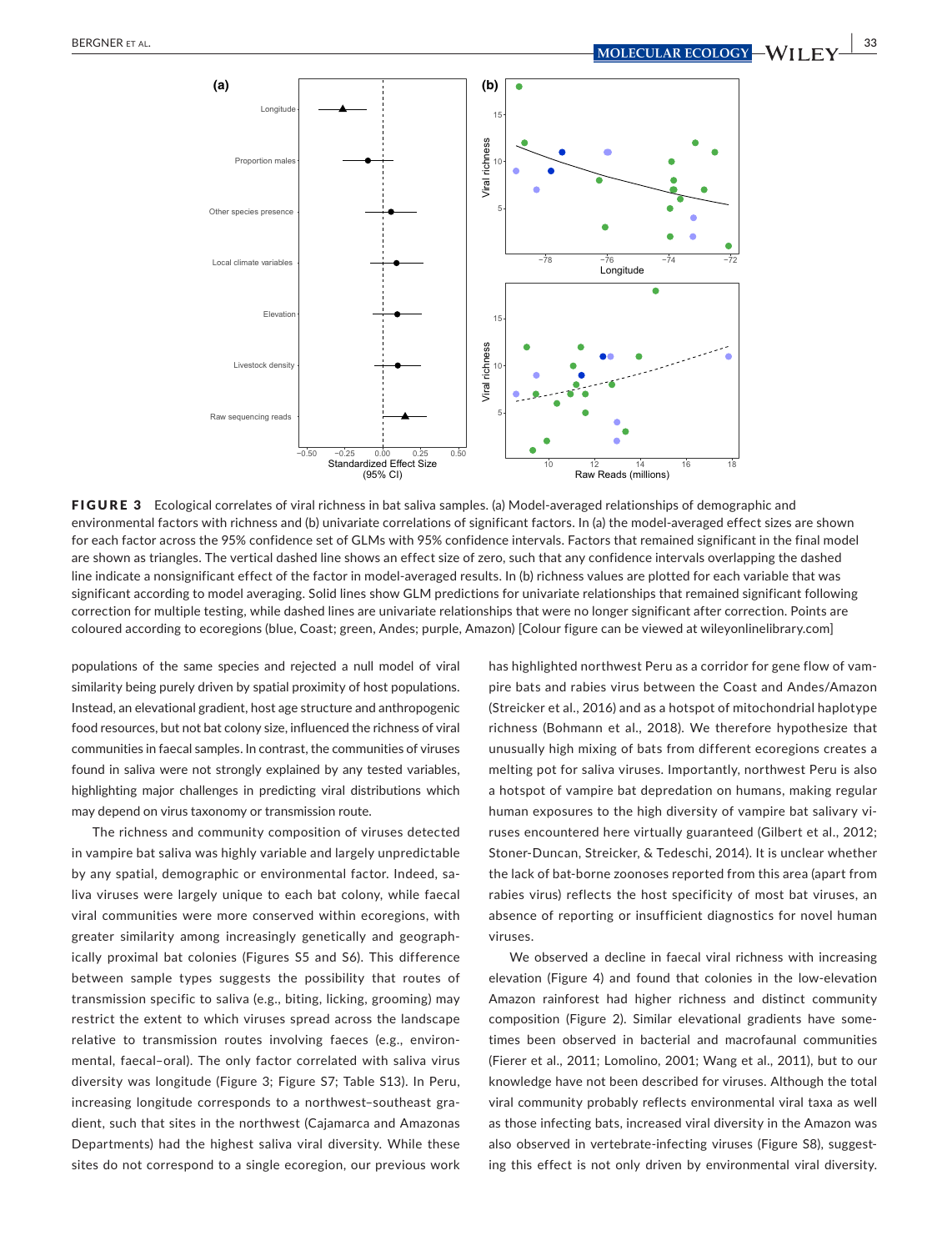**FIGURE 3** Ecological correlates of viral richness in bat saliva samples. (a) Model-averaged relationships of demographic and environmental factors with richness and (b) univariate correlations of significant factors. In (a) the model-averaged effect sizes are shown for each factor across the 95% confidence set of GLMs with 95% confidence intervals. Factors that remained significant in the final model are shown as triangles. The vertical dashed line shows an effect size of zero, such that any confidence intervals overlapping the dashed line indicate a nonsignificant effect of the factor in model-averaged results. In (b) richness values are plotted for each variable that was significant according to model averaging. Solid lines show GLM predictions for univariate relationships that remained significant following correction for multiple testing, while dashed lines are univariate relationships that were no longer significant after correction. Points are coloured according to ecoregions (blue, Coast; green, Andes; purple, Amazon) [Colour figure can be viewed at wileyonlinelibrary.com]

populations of the same species and rejected a null model of viral similarity being purely driven by spatial proximity of host populations. Instead, an elevational gradient, host age structure and anthropogenic food resources, but not bat colony size, influenced the richness of viral communities in faecal samples. In contrast, the communities of viruses found in saliva were not strongly explained by any tested variables, highlighting major challenges in predicting viral distributions which may depend on virus taxonomy or transmission route.

The richness and community composition of viruses detected in vampire bat saliva was highly variable and largely unpredictable by any spatial, demographic or environmental factor. Indeed, saliva viruses were largely unique to each bat colony, while faecal viral communities were more conserved within ecoregions, with greater similarity among increasingly genetically and geographically proximal bat colonies (Figures S5 and S6). This difference between sample types suggests the possibility that routes of transmission specific to saliva (e.g., biting, licking, grooming) may restrict the extent to which viruses spread across the landscape relative to transmission routes involving faeces (e.g., environmental, faecal–oral). The only factor correlated with saliva virus diversity was longitude (Figure 3; Figure S7; Table S13). In Peru, increasing longitude corresponds to a northwest–southeast gradient, such that sites in the northwest (Cajamarca and Amazonas Departments) had the highest saliva viral diversity. While these sites do not correspond to a single ecoregion, our previous work has highlighted northwest Peru as a corridor for gene flow of vampire bats and rabies virus between the Coast and Andes/Amazon (Streicker et al., 2016) and as a hotspot of mitochondrial haplotype richness (Bohmann et al., 2018). We therefore hypothesize that unusually high mixing of bats from different ecoregions creates a melting pot for saliva viruses. Importantly, northwest Peru is also a hotspot of vampire bat depredation on humans, making regular human exposures to the high diversity of vampire bat salivary viruses encountered here virtually guaranteed (Gilbert et al., 2012; Stoner-Duncan, Streicker, & Tedeschi, 2014). It is unclear whether the lack of bat-borne zoonoses reported from this area (apart from rabies virus) reflects the host specificity of most bat viruses, an absence of reporting or insufficient diagnostics for novel human viruses.

We observed a decline in faecal viral richness with increasing elevation (Figure 4) and found that colonies in the low-elevation Amazon rainforest had higher richness and distinct community composition (Figure 2). Similar elevational gradients have sometimes been observed in bacterial and macrofaunal communities (Fierer et al., 2011; Lomolino, 2001; Wang et al., 2011), but to our knowledge have not been described for viruses. Although the total viral community probably reflects environmental viral taxa as well as those infecting bats, increased viral diversity in the Amazon was also observed in vertebrate-infecting viruses (Figure S8), suggesting this effect is not only driven by environmental viral diversity.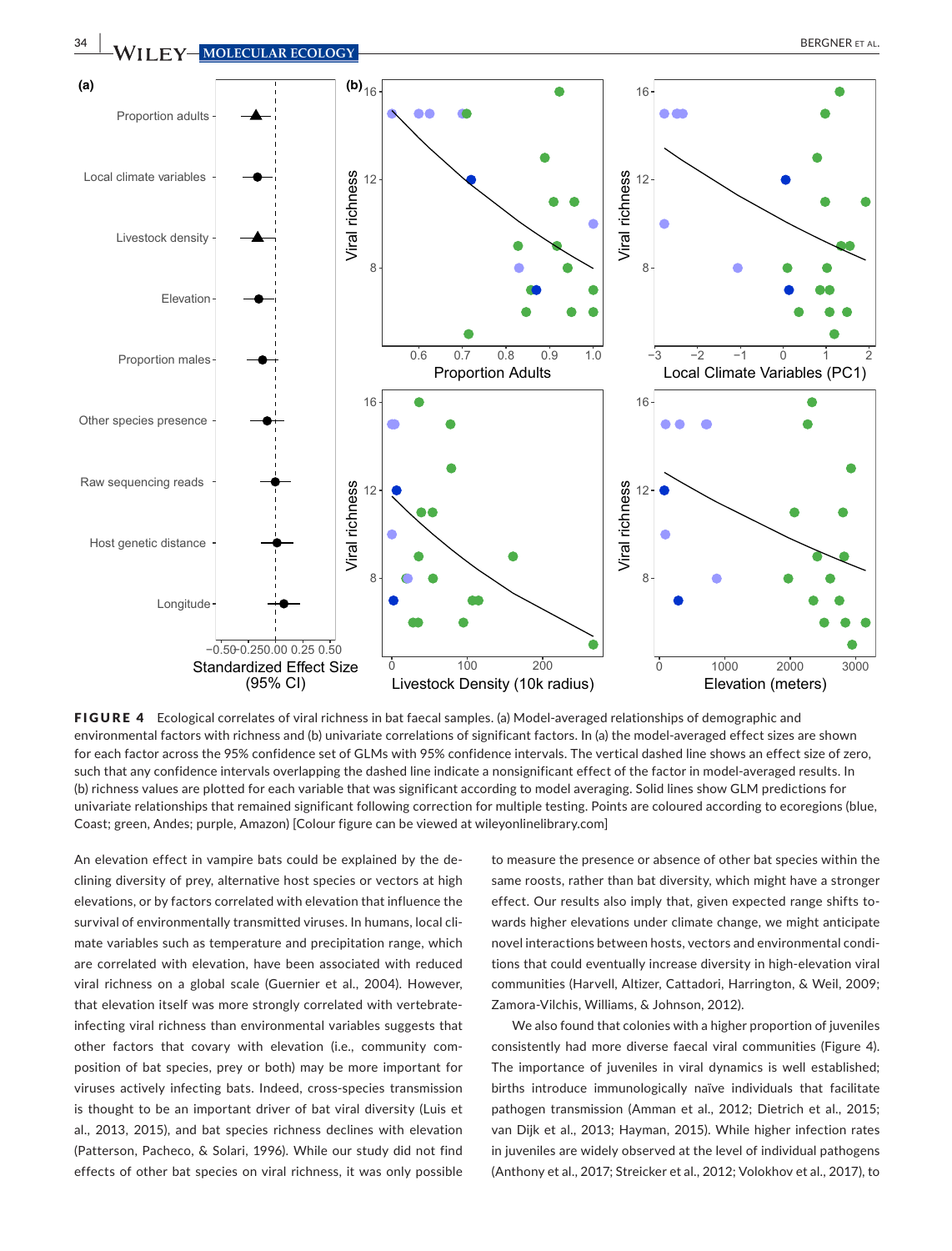**FIGURE 4** Ecological correlates of viral richness in bat faecal samples. (a) Model-averaged relationships of demographic and environmental factors with richness and (b) univariate correlations of significant factors. In (a) the model-averaged effect sizes are shown for each factor across the 95% confidence set of GLMs with 95% confidence intervals. The vertical dashed line shows an effect size of zero, such that any confidence intervals overlapping the dashed line indicate a nonsignificant effect of the factor in model-averaged results. In (b) richness values are plotted for each variable that was significant according to model averaging. Solid lines show GLM predictions for univariate relationships that remained significant following correction for multiple testing. Points are coloured according to ecoregions (blue, Coast; green, Andes; purple, Amazon) [Colour figure can be viewed at wileyonlinelibrary.com]

An elevation effect in vampire bats could be explained by the declining diversity of prey, alternative host species or vectors at high elevations, or by factors correlated with elevation that influence the survival of environmentally transmitted viruses. In humans, local climate variables such as temperature and precipitation range, which are correlated with elevation, have been associated with reduced viral richness on a global scale (Guernier et al., 2004). However, that elevation itself was more strongly correlated with vertebrate-infecting viral richness than environmental variables suggests that other factors that covary with elevation (i.e., community composition of bat species, prey or both) may be more important for viruses actively infecting bats. Indeed, cross-species transmission is thought to be an important driver of bat viral diversity (Luis et al., 2013, 2015), and bat species richness declines with elevation (Patterson, Pacheco, & Solari, 1996). While our study did not find effects of other bat species on viral richness, it was only possible to measure the presence or absence of other bat species within the same roosts, rather than bat diversity, which might have a stronger effect. Our results also imply that, given expected range shifts towards higher elevations under climate change, we might anticipate novel interactions between hosts, vectors and environmental conditions that could eventually increase diversity in high-elevation viral communities (Harvell, Altizer, Cattadori, Harrington, & Weil, 2009; Zamora-Vilchis, Williams, & Johnson, 2012).

We also found that colonies with a higher proportion of juveniles consistently had more diverse faecal viral communities (Figure 4). The importance of juveniles in viral dynamics is well established; births introduce immunologically naïve individuals that facilitate pathogen transmission (Amman et al., 2012; Dietrich et al., 2015; van Dijk et al., 2013; Hayman, 2015). While higher infection rates in juveniles are widely observed at the level of individual pathogens (Anthony et al., 2017; Streicker et al., 2012; Volokhov et al., 2017), to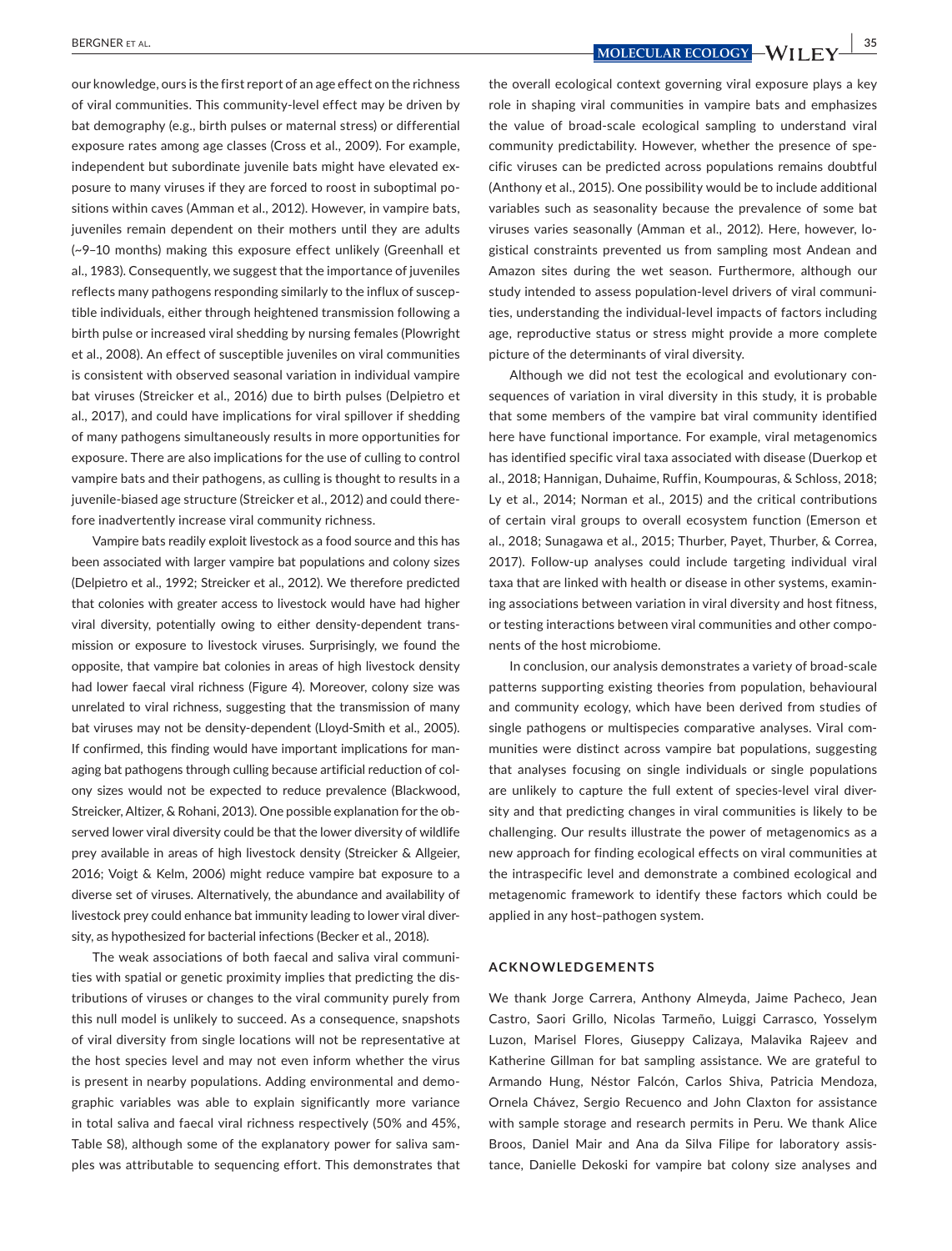our knowledge, ours is the first report of an age effect on the richness of viral communities. This community-level effect may be driven by bat demography (e.g., birth pulses or maternal stress) or differential exposure rates among age classes (Cross et al., 2009). For example, independent but subordinate juvenile bats might have elevated exposure to many viruses if they are forced to roost in suboptimal positions within caves (Amman et al., 2012). However, in vampire bats, juveniles remain dependent on their mothers until they are adults (~9–10 months) making this exposure effect unlikely (Greenhall et al., 1983). Consequently, we suggest that the importance of juveniles reflects many pathogens responding similarly to the influx of susceptible individuals, either through heightened transmission following a birth pulse or increased viral shedding by nursing females (Plowright et al., 2008). An effect of susceptible juveniles on viral communities is consistent with observed seasonal variation in individual vampire bat viruses (Streicker et al., 2016) due to birth pulses (Delpietro et al., 2017), and could have implications for viral spillover if shedding of many pathogens simultaneously results in more opportunities for exposure. There are also implications for the use of culling to control vampire bats and their pathogens, as culling is thought to results in a juvenile-biased age structure (Streicker et al., 2012) and could therefore inadvertently increase viral community richness.

Vampire bats readily exploit livestock as a food source and this has been associated with larger vampire bat populations and colony sizes (Delpietro et al., 1992; Streicker et al., 2012). We therefore predicted that colonies with greater access to livestock would have had higher viral diversity, potentially owing to either density-dependent transmission or exposure to livestock viruses. Surprisingly, we found the opposite, that vampire bat colonies in areas of high livestock density had lower faecal viral richness (Figure 4). Moreover, colony size was unrelated to viral richness, suggesting that the transmission of many bat viruses may not be density-dependent (Lloyd-Smith et al., 2005). If confirmed, this finding would have important implications for managing bat pathogens through culling because artificial reduction of colony sizes would not be expected to reduce prevalence (Blackwood, Streicker, Altizer, & Rohani, 2013). One possible explanation for the observed lower viral diversity could be that the lower diversity of wildlife prey available in areas of high livestock density (Streicker & Allgeier, 2016; Voigt & Kelm, 2006) might reduce vampire bat exposure to a diverse set of viruses. Alternatively, the abundance and availability of livestock prey could enhance bat immunity leading to lower viral diversity, as hypothesized for bacterial infections (Becker et al., 2018).

The weak associations of both faecal and saliva viral communities with spatial or genetic proximity implies that predicting the distributions of viruses or changes to the viral community purely from this null model is unlikely to succeed. As a consequence, snapshots of viral diversity from single locations will not be representative at the host species level and may not even inform whether the virus is present in nearby populations. Adding environmental and demographic variables was able to explain significantly more variance in total saliva and faecal viral richness respectively (50% and 45%, Table S8), although some of the explanatory power for saliva samples was attributable to sequencing effort. This demonstrates that the overall ecological context governing viral exposure plays a key role in shaping viral communities in vampire bats and emphasizes the value of broad-scale ecological sampling to understand viral community predictability. However, whether the presence of specific viruses can be predicted across populations remains doubtful (Anthony et al., 2015). One possibility would be to include additional variables such as seasonality because the prevalence of some bat viruses varies seasonally (Amman et al., 2012). Here, however, logistical constraints prevented us from sampling most Andean and Amazon sites during the wet season. Furthermore, although our study intended to assess population-level drivers of viral communities, understanding the individual-level impacts of factors including age, reproductive status or stress might provide a more complete picture of the determinants of viral diversity.

Although we did not test the ecological and evolutionary consequences of variation in viral diversity in this study, it is probable that some members of the vampire bat viral community identified here have functional importance. For example, viral metagenomics has identified specific viral taxa associated with disease (Duerkop et al., 2018; Hannigan, Duhaime, Ruffin, Koumpouras, & Schloss, 2018; Ly et al., 2014; Norman et al., 2015) and the critical contributions of certain viral groups to overall ecosystem function (Emerson et al., 2018; Sunagawa et al., 2015; Thurber, Payet, Thurber, & Correa, 2017). Follow-up analyses could include targeting individual viral taxa that are linked with health or disease in other systems, examining associations between variation in viral diversity and host fitness, or testing interactions between viral communities and other components of the host microbiome.

In conclusion, our analysis demonstrates a variety of broad-scale patterns supporting existing theories from population, behavioural and community ecology, which have been derived from studies of single pathogens or multispecies comparative analyses. Viral communities were distinct across vampire bat populations, suggesting that analyses focusing on single individuals or single populations are unlikely to capture the full extent of species-level viral diversity and that predicting changes in viral communities is likely to be challenging. Our results illustrate the power of metagenomics as a new approach for finding ecological effects on viral communities at the intraspecific level and demonstrate a combined ecological and metagenomic framework to identify these factors which could be applied in any host–pathogen system.

## ACKNOWLEDGEMENTS

We thank Jorge Carrera, Anthony Almeyda, Jaime Pacheco, Jean Castro, Saori Grillo, Nicolas Tarmeño, Luiggi Carrasco, Yosselym Luzon, Marisel Flores, Giuseppy Calizaya, Malavika Rajeev and Katherine Gillman for bat sampling assistance. We are grateful to Armando Hung, Néstor Falcón, Carlos Shiva, Patricia Mendoza, Ornela Chávez, Sergio Recuenco and John Claxton for assistance with sample storage and research permits in Peru. We thank Alice Broos, Daniel Mair and Ana da Silva Filipe for laboratory assistance, Danielle Dekoski for vampire bat colony size analyses and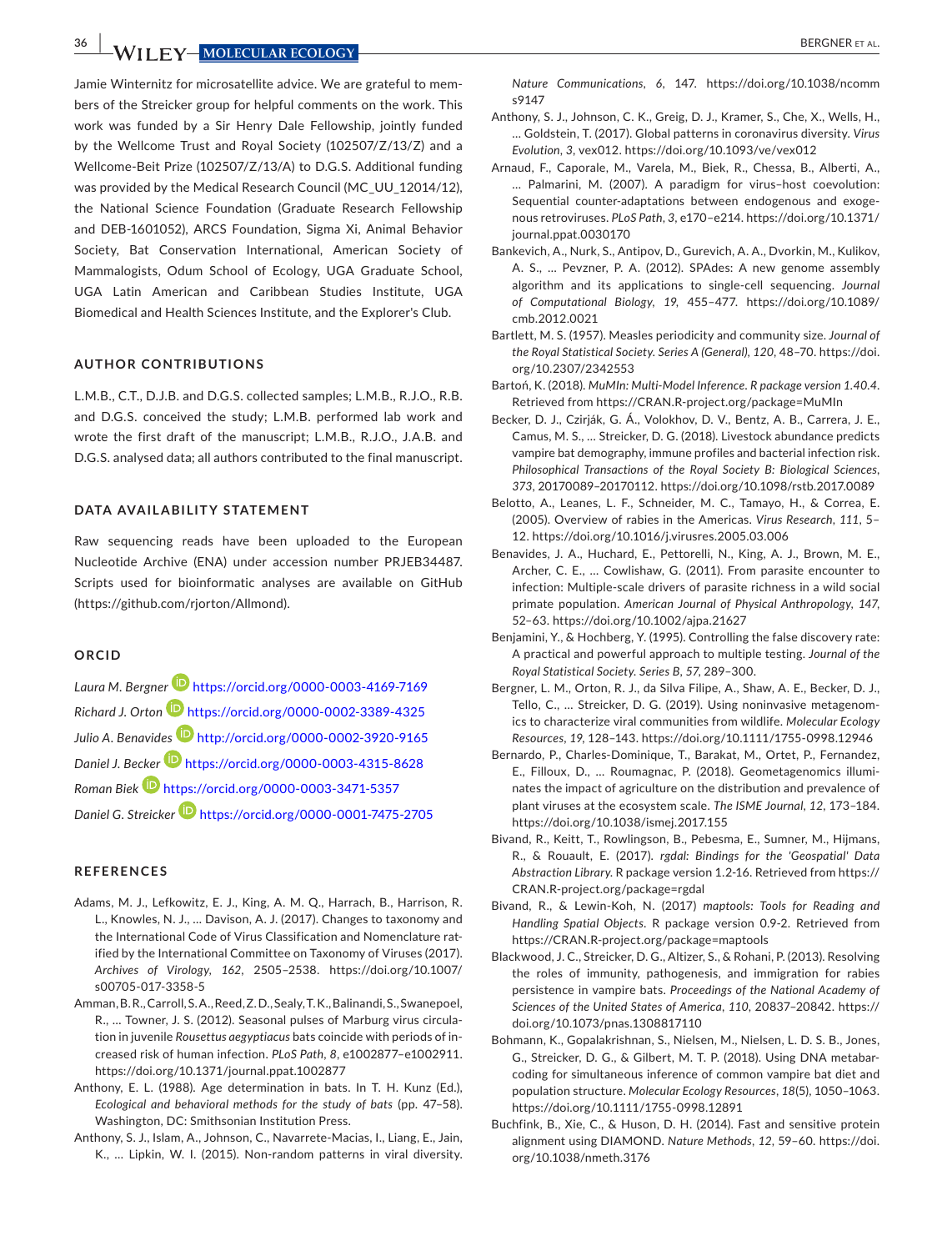Jamie Winternitz for microsatellite advice. We are grateful to members of the Streicker group for helpful comments on the work. This work was funded by a Sir Henry Dale Fellowship, jointly funded by the Wellcome Trust and Royal Society (102507/Z/13/Z) and a Wellcome-Beit Prize (102507/Z/13/A) to D.G.S. Additional funding was provided by the Medical Research Council (MC_UU_12014/12), the National Science Foundation (Graduate Research Fellowship and DEB-1601052), ARCS Foundation, Sigma Xi, Animal Behavior Society, Bat Conservation International, American Society of Mammalogists, Odum School of Ecology, UGA Graduate School, UGA Latin American and Caribbean Studies Institute, UGA Biomedical and Health Sciences Institute, and the Explorer's Club.

## AUTHOR CONTRIBUTIONS

L.M.B., C.T., D.J.B. and D.G.S. collected samples; L.M.B., R.J.O., R.B. and D.G.S. conceived the study; L.M.B. performed lab work and wrote the first draft of the manuscript; L.M.B., R.J.O., J.A.B. and D.G.S. analysed data; all authors contributed to the final manuscript.

## DATA AVAILABILITY STATEMENT

Raw sequencing reads have been uploaded to the European Nucleotide Archive (ENA) under accession number PRJEB34487. Scripts used for bioinformatic analyses are available on GitHub (https://github.com/rjorton/Allmond).

## ORCID

*Laura M. Bergner* https://orcid.org/0000-0003-4169-7169
*Richard J. Orton* https://orcid.org/0000-0002-3389-4325
*Julio A. Benavides* http://orcid.org/0000-0002-3920-9165
*Daniel J. Becker* https://orcid.org/0000-0003-4315-8628
*Roman Biek* https://orcid.org/0000-0003-3471-5357
*Daniel G. Streicker* https://orcid.org/0000-0001-7475-2705

## REFERENCES

Adams, M. J., Lefkowitz, E. J., King, A. M. Q., Harrach, B., Harrison, R. L., Knowles, N. J., … Davison, A. J. (2017). Changes to taxonomy and the International Code of Virus Classification and Nomenclature ratified by the International Committee on Taxonomy of Viruses (2017). *Archives of Virology*, *162*, 2505–2538. https://doi.org/10.1007/s00705-017-3358-5

Amman, B. R., Carroll, S. A., Reed, Z. D., Sealy, T. K., Balinandi, S., Swanepoel, R., … Towner, J. S. (2012). Seasonal pulses of Marburg virus circulation in juvenile *Rousettus aegyptiacus* bats coincide with periods of increased risk of human infection. *PLoS Path*, *8*, e1002877–e1002911. https://doi.org/10.1371/journal.ppat.1002877

Anthony, E. L. (1988). Age determination in bats. In T. H. Kunz (Ed.), *Ecological and behavioral methods for the study of bats* (pp. 47–58). Washington, DC: Smithsonian Institution Press.

Anthony, S. J., Islam, A., Johnson, C., Navarrete-Macias, I., Liang, E., Jain, K., … Lipkin, W. I. (2015). Non-random patterns in viral diversity. *Nature Communications*, *6*, 147. https://doi.org/10.1038/ncomms9147

Anthony, S. J., Johnson, C. K., Greig, D. J., Kramer, S., Che, X., Wells, H., … Goldstein, T. (2017). Global patterns in coronavirus diversity. *Virus Evolution*, *3*, vex012. https://doi.org/10.1093/ve/vex012

Arnaud, F., Caporale, M., Varela, M., Biek, R., Chessa, B., Alberti, A., … Palmarini, M. (2007). A paradigm for virus–host coevolution: Sequential counter-adaptations between endogenous and exogenous retroviruses. *PLoS Path*, *3*, e170–e214. https://doi.org/10.1371/journal.ppat.0030170

Bankevich, A., Nurk, S., Antipov, D., Gurevich, A. A., Dvorkin, M., Kulikov, A. S., … Pevzner, P. A. (2012). SPAdes: A new genome assembly algorithm and its applications to single-cell sequencing. *Journal of Computational Biology*, *19*, 455–477. https://doi.org/10.1089/cmb.2012.0021

Bartlett, M. S. (1957). Measles periodicity and community size. *Journal of the Royal Statistical Society. Series A (General)*, *120*, 48–70. https://doi.org/10.2307/2342553

Bartoń, K. (2018). *MuMIn: Multi-Model Inference. R package version 1.40.4*. Retrieved from https://CRAN.R-project.org/package=MuMIn

Becker, D. J., Czirják, G. Á., Volokhov, D. V., Bentz, A. B., Carrera, J. E., Camus, M. S., … Streicker, D. G. (2018). Livestock abundance predicts vampire bat demography, immune profiles and bacterial infection risk. *Philosophical Transactions of the Royal Society B: Biological Sciences*, *373*, 20170089–20170112. https://doi.org/10.1098/rstb.2017.0089

Belotto, A., Leanes, L. F., Schneider, M. C., Tamayo, H., & Correa, E. (2005). Overview of rabies in the Americas. *Virus Research*, *111*, 5–12. https://doi.org/10.1016/j.virusres.2005.03.006

Benavides, J. A., Huchard, E., Pettorelli, N., King, A. J., Brown, M. E., Archer, C. E., … Cowlishaw, G. (2011). From parasite encounter to infection: Multiple-scale drivers of parasite richness in a wild social primate population. *American Journal of Physical Anthropology*, *147*, 52–63. https://doi.org/10.1002/ajpa.21627

Benjamini, Y., & Hochberg, Y. (1995). Controlling the false discovery rate: A practical and powerful approach to multiple testing. *Journal of the Royal Statistical Society. Series B*, *57*, 289–300.

Bergner, L. M., Orton, R. J., da Silva Filipe, A., Shaw, A. E., Becker, D. J., Tello, C., … Streicker, D. G. (2019). Using noninvasive metagenomics to characterize viral communities from wildlife. *Molecular Ecology Resources*, *19*, 128–143. https://doi.org/10.1111/1755-0998.12946

Bernardo, P., Charles-Dominique, T., Barakat, M., Ortet, P., Fernandez, E., Filloux, D., … Roumagnac, P. (2018). Geometagenomics illuminates the impact of agriculture on the distribution and prevalence of plant viruses at the ecosystem scale. *The ISME Journal*, *12*, 173–184. https://doi.org/10.1038/ismej.2017.155

Bivand, R., Keitt, T., Rowlingson, B., Pebesma, E., Sumner, M., Hijmans, R., & Rouault, E. (2017). *rgdal: Bindings for the 'Geospatial' Data Abstraction Library.* R package version 1.2-16. Retrieved from https://CRAN.R-project.org/package=rgdal

Bivand, R., & Lewin-Koh, N. (2017) *maptools: Tools for Reading and Handling Spatial Objects*. R package version 0.9-2. Retrieved from https://CRAN.R-project.org/package=maptools

Blackwood, J. C., Streicker, D. G., Altizer, S., & Rohani, P. (2013). Resolving the roles of immunity, pathogenesis, and immigration for rabies persistence in vampire bats. *Proceedings of the National Academy of Sciences of the United States of America*, *110*, 20837–20842. https://doi.org/10.1073/pnas.1308817110

Bohmann, K., Gopalakrishnan, S., Nielsen, M., Nielsen, L. D. S. B., Jones, G., Streicker, D. G., & Gilbert, M. T. P. (2018). Using DNA metabarcoding for simultaneous inference of common vampire bat diet and population structure. *Molecular Ecology Resources*, *18*(5), 1050–1063. https://doi.org/10.1111/1755-0998.12891

Buchfink, B., Xie, C., & Huson, D. H. (2014). Fast and sensitive protein alignment using DIAMOND. *Nature Methods*, *12*, 59–60. https://doi.org/10.1038/nmeth.3176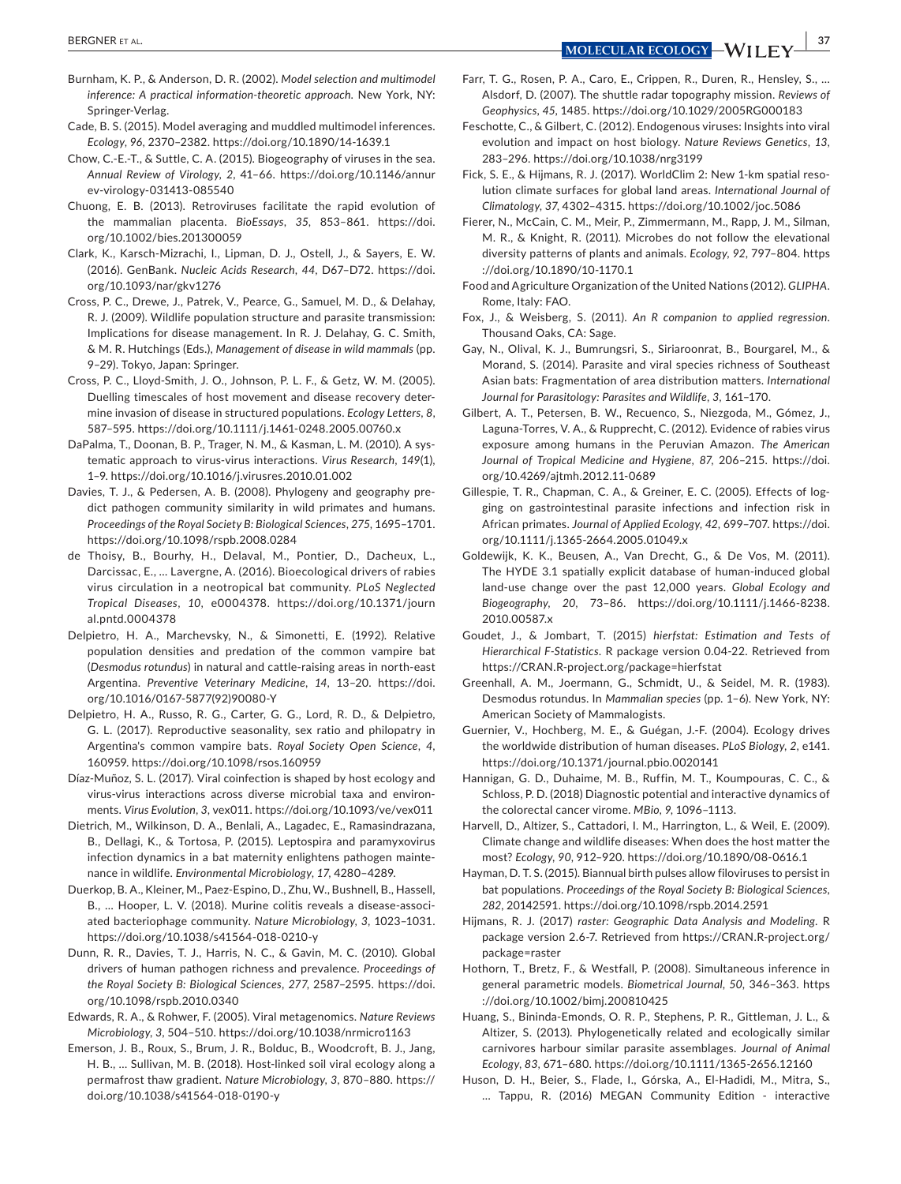Burnham, K. P., & Anderson, D. R. (2002). *Model selection and multimodel inference: A practical information-theoretic approach*. New York, NY: Springer-Verlag.

Cade, B. S. (2015). Model averaging and muddled multimodel inferences. *Ecology*, *96*, 2370–2382. https://doi.org/10.1890/14-1639.1

Chow, C.-E.-T., & Suttle, C. A. (2015). Biogeography of viruses in the sea. *Annual Review of Virology*, *2*, 41–66. https://doi.org/10.1146/annurev-virology-031413-085540

Chuong, E. B. (2013). Retroviruses facilitate the rapid evolution of the mammalian placenta. *BioEssays*, *35*, 853–861. https://doi.org/10.1002/bies.201300059

Clark, K., Karsch-Mizrachi, I., Lipman, D. J., Ostell, J., & Sayers, E. W. (2016). GenBank. *Nucleic Acids Research*, *44*, D67–D72. https://doi.org/10.1093/nar/gkv1276

Cross, P. C., Drewe, J., Patrek, V., Pearce, G., Samuel, M. D., & Delahay, R. J. (2009). Wildlife population structure and parasite transmission: Implications for disease management. In R. J. Delahay, G. C. Smith, & M. R. Hutchings (Eds.), *Management of disease in wild mammals* (pp. 9–29). Tokyo, Japan: Springer.

Cross, P. C., Lloyd-Smith, J. O., Johnson, P. L. F., & Getz, W. M. (2005). Duelling timescales of host movement and disease recovery determine invasion of disease in structured populations. *Ecology Letters*, *8*, 587–595. https://doi.org/10.1111/j.1461-0248.2005.00760.x

DaPalma, T., Doonan, B. P., Trager, N. M., & Kasman, L. M. (2010). A systematic approach to virus-virus interactions. *Virus Research*, *149*(1), 1–9. https://doi.org/10.1016/j.virusres.2010.01.002

Davies, T. J., & Pedersen, A. B. (2008). Phylogeny and geography predict pathogen community similarity in wild primates and humans. *Proceedings of the Royal Society B: Biological Sciences*, *275*, 1695–1701. https://doi.org/10.1098/rspb.2008.0284

de Thoisy, B., Bourhy, H., Delaval, M., Pontier, D., Dacheux, L., Darcissac, E., … Lavergne, A. (2016). Bioecological drivers of rabies virus circulation in a neotropical bat community. *PLoS Neglected Tropical Diseases*, *10*, e0004378. https://doi.org/10.1371/journal.pntd.0004378

Delpietro, H. A., Marchevsky, N., & Simonetti, E. (1992). Relative population densities and predation of the common vampire bat (*Desmodus rotundus*) in natural and cattle-raising areas in north-east Argentina. *Preventive Veterinary Medicine*, *14*, 13–20. https://doi.org/10.1016/0167-5877(92)90080-Y

Delpietro, H. A., Russo, R. G., Carter, G. G., Lord, R. D., & Delpietro, G. L. (2017). Reproductive seasonality, sex ratio and philopatry in Argentina's common vampire bats. *Royal Society Open Science*, *4*, 160959. https://doi.org/10.1098/rsos.160959

Díaz-Muñoz, S. L. (2017). Viral coinfection is shaped by host ecology and virus-virus interactions across diverse microbial taxa and environments. *Virus Evolution*, *3*, vex011. https://doi.org/10.1093/ve/vex011

Dietrich, M., Wilkinson, D. A., Benlali, A., Lagadec, E., Ramasindrazana, B., Dellagi, K., & Tortosa, P. (2015). Leptospira and paramyxovirus infection dynamics in a bat maternity enlightens pathogen maintenance in wildlife. *Environmental Microbiology*, *17*, 4280–4289.

Duerkop, B. A., Kleiner, M., Paez-Espino, D., Zhu, W., Bushnell, B., Hassell, B., … Hooper, L. V. (2018). Murine colitis reveals a disease-associated bacteriophage community. *Nature Microbiology*, *3*, 1023–1031. https://doi.org/10.1038/s41564-018-0210-y

Dunn, R. R., Davies, T. J., Harris, N. C., & Gavin, M. C. (2010). Global drivers of human pathogen richness and prevalence. *Proceedings of the Royal Society B: Biological Sciences*, *277*, 2587–2595. https://doi.org/10.1098/rspb.2010.0340

Edwards, R. A., & Rohwer, F. (2005). Viral metagenomics. *Nature Reviews Microbiology*, *3*, 504–510. https://doi.org/10.1038/nrmicro1163

Emerson, J. B., Roux, S., Brum, J. R., Bolduc, B., Woodcroft, B. J., Jang, H. B., … Sullivan, M. B. (2018). Host-linked soil viral ecology along a permafrost thaw gradient. *Nature Microbiology*, *3*, 870–880. https://doi.org/10.1038/s41564-018-0190-y

Farr, T. G., Rosen, P. A., Caro, E., Crippen, R., Duren, R., Hensley, S., … Alsdorf, D. (2007). The shuttle radar topography mission. *Reviews of Geophysics*, *45*, 1485. https://doi.org/10.1029/2005RG000183

Feschotte, C., & Gilbert, C. (2012). Endogenous viruses: Insights into viral evolution and impact on host biology. *Nature Reviews Genetics*, *13*, 283–296. https://doi.org/10.1038/nrg3199

Fick, S. E., & Hijmans, R. J. (2017). WorldClim 2: New 1-km spatial resolution climate surfaces for global land areas. *International Journal of Climatology*, *37*, 4302–4315. https://doi.org/10.1002/joc.5086

Fierer, N., McCain, C. M., Meir, P., Zimmermann, M., Rapp, J. M., Silman, M. R., & Knight, R. (2011). Microbes do not follow the elevational diversity patterns of plants and animals. *Ecology*, *92*, 797–804. https://doi.org/10.1890/10-1170.1

Food and Agriculture Organization of the United Nations (2012). *GLIPHA*. Rome, Italy: FAO.

Fox, J., & Weisberg, S. (2011). *An R companion to applied regression*. Thousand Oaks, CA: Sage.

Gay, N., Olival, K. J., Bumrungsri, S., Siriaroonrat, B., Bourgarel, M., & Morand, S. (2014). Parasite and viral species richness of Southeast Asian bats: Fragmentation of area distribution matters. *International Journal for Parasitology: Parasites and Wildlife*, *3*, 161–170.

Gilbert, A. T., Petersen, B. W., Recuenco, S., Niezgoda, M., Gómez, J., Laguna-Torres, V. A., & Rupprecht, C. (2012). Evidence of rabies virus exposure among humans in the Peruvian Amazon. *The American Journal of Tropical Medicine and Hygiene*, *87*, 206–215. https://doi.org/10.4269/ajtmh.2012.11-0689

Gillespie, T. R., Chapman, C. A., & Greiner, E. C. (2005). Effects of logging on gastrointestinal parasite infections and infection risk in African primates. *Journal of Applied Ecology*, *42*, 699–707. https://doi.org/10.1111/j.1365-2664.2005.01049.x

Goldewijk, K. K., Beusen, A., Van Drecht, G., & De Vos, M. (2011). The HYDE 3.1 spatially explicit database of human-induced global land-use change over the past 12,000 years. *Global Ecology and Biogeography*, *20*, 73–86. https://doi.org/10.1111/j.1466-8238.2010.00587.x

Goudet, J., & Jombart, T. (2015) *hierfstat: Estimation and Tests of Hierarchical F-Statistics*. R package version 0.04-22. Retrieved from https://CRAN.R-project.org/package=hierfstat

Greenhall, A. M., Joermann, G., Schmidt, U., & Seidel, M. R. (1983). Desmodus rotundus. In *Mammalian species* (pp. 1–6). New York, NY: American Society of Mammalogists.

Guernier, V., Hochberg, M. E., & Guégan, J.-F. (2004). Ecology drives the worldwide distribution of human diseases. *PLoS Biology*, *2*, e141. https://doi.org/10.1371/journal.pbio.0020141

Hannigan, G. D., Duhaime, M. B., Ruffin, M. T., Koumpouras, C. C., & Schloss, P. D. (2018) Diagnostic potential and interactive dynamics of the colorectal cancer virome. *MBio*, *9*, 1096–1113.

Harvell, D., Altizer, S., Cattadori, I. M., Harrington, L., & Weil, E. (2009). Climate change and wildlife diseases: When does the host matter the most? *Ecology*, *90*, 912–920. https://doi.org/10.1890/08-0616.1

Hayman, D. T. S. (2015). Biannual birth pulses allow filoviruses to persist in bat populations. *Proceedings of the Royal Society B: Biological Sciences*, *282*, 20142591. https://doi.org/10.1098/rspb.2014.2591

Hijmans, R. J. (2017) *raster: Geographic Data Analysis and Modeling*. R package version 2.6-7. Retrieved from https://CRAN.R-project.org/package=raster

Hothorn, T., Bretz, F., & Westfall, P. (2008). Simultaneous inference in general parametric models. *Biometrical Journal*, *50*, 346–363. https://doi.org/10.1002/bimj.200810425

Huang, S., Bininda-Emonds, O. R. P., Stephens, P. R., Gittleman, J. L., & Altizer, S. (2013). Phylogenetically related and ecologically similar carnivores harbour similar parasite assemblages. *Journal of Animal Ecology*, *83*, 671–680. https://doi.org/10.1111/1365-2656.12160

Huson, D. H., Beier, S., Flade, I., Górska, A., El-Hadidi, M., Mitra, S., … Tappu, R. (2016) MEGAN Community Edition - interactive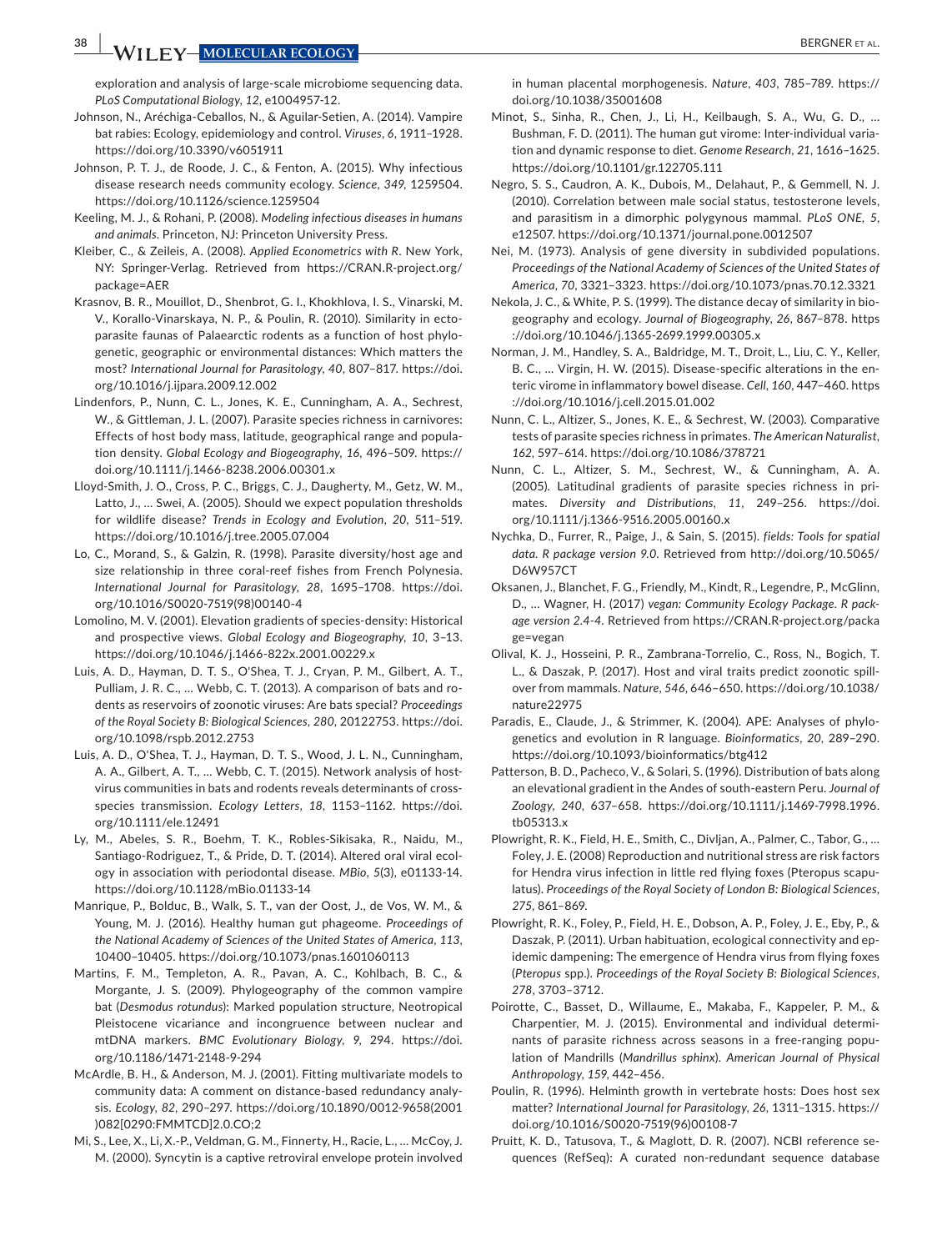exploration and analysis of large-scale microbiome sequencing data. *PLoS Computational Biology*, *12*, e1004957-12.

Johnson, N., Aréchiga-Ceballos, N., & Aguilar-Setien, A. (2014). Vampire bat rabies: Ecology, epidemiology and control. *Viruses*, *6*, 1911–1928. https://doi.org/10.3390/v6051911

Johnson, P. T. J., de Roode, J. C., & Fenton, A. (2015). Why infectious disease research needs community ecology. *Science*, *349*, 1259504. https://doi.org/10.1126/science.1259504

Keeling, M. J., & Rohani, P. (2008). *Modeling infectious diseases in humans and animals*. Princeton, NJ: Princeton University Press.

Kleiber, C., & Zeileis, A. (2008). *Applied Econometrics with R*. New York, NY: Springer-Verlag. Retrieved from https://CRAN.R-project.org/package=AER

Krasnov, B. R., Mouillot, D., Shenbrot, G. I., Khokhlova, I. S., Vinarski, M. V., Korallo-Vinarskaya, N. P., & Poulin, R. (2010). Similarity in ectoparasite faunas of Palaearctic rodents as a function of host phylogenetic, geographic or environmental distances: Which matters the most? *International Journal for Parasitology*, *40*, 807–817. https://doi.org/10.1016/j.ijpara.2009.12.002

Lindenfors, P., Nunn, C. L., Jones, K. E., Cunningham, A. A., Sechrest, W., & Gittleman, J. L. (2007). Parasite species richness in carnivores: Effects of host body mass, latitude, geographical range and population density. *Global Ecology and Biogeography*, *16*, 496–509. https://doi.org/10.1111/j.1466-8238.2006.00301.x

Lloyd-Smith, J. O., Cross, P. C., Briggs, C. J., Daugherty, M., Getz, W. M., Latto, J., … Swei, A. (2005). Should we expect population thresholds for wildlife disease? *Trends in Ecology and Evolution*, *20*, 511–519. https://doi.org/10.1016/j.tree.2005.07.004

Lo, C., Morand, S., & Galzin, R. (1998). Parasite diversity/host age and size relationship in three coral-reef fishes from French Polynesia. *International Journal for Parasitology*, *28*, 1695–1708. https://doi.org/10.1016/S0020-7519(98)00140-4

Lomolino, M. V. (2001). Elevation gradients of species-density: Historical and prospective views. *Global Ecology and Biogeography*, *10*, 3–13. https://doi.org/10.1046/j.1466-822x.2001.00229.x

Luis, A. D., Hayman, D. T. S., O'Shea, T. J., Cryan, P. M., Gilbert, A. T., Pulliam, J. R. C., … Webb, C. T. (2013). A comparison of bats and rodents as reservoirs of zoonotic viruses: Are bats special? *Proceedings of the Royal Society B: Biological Sciences*, *280*, 20122753. https://doi.org/10.1098/rspb.2012.2753

Luis, A. D., O'Shea, T. J., Hayman, D. T. S., Wood, J. L. N., Cunningham, A. A., Gilbert, A. T., … Webb, C. T. (2015). Network analysis of host-virus communities in bats and rodents reveals determinants of cross-species transmission. *Ecology Letters*, *18*, 1153–1162. https://doi.org/10.1111/ele.12491

Ly, M., Abeles, S. R., Boehm, T. K., Robles-Sikisaka, R., Naidu, M., Santiago-Rodriguez, T., & Pride, D. T. (2014). Altered oral viral ecology in association with periodontal disease. *MBio*, *5*(3), e01133-14. https://doi.org/10.1128/mBio.01133-14

Manrique, P., Bolduc, B., Walk, S. T., van der Oost, J., de Vos, W. M., & Young, M. J. (2016). Healthy human gut phageome. *Proceedings of the National Academy of Sciences of the United States of America*, *113*, 10400–10405. https://doi.org/10.1073/pnas.1601060113

Martins, F. M., Templeton, A. R., Pavan, A. C., Kohlbach, B. C., & Morgante, J. S. (2009). Phylogeography of the common vampire bat (*Desmodus rotundus*): Marked population structure, Neotropical Pleistocene vicariance and incongruence between nuclear and mtDNA markers. *BMC Evolutionary Biology*, *9*, 294. https://doi.org/10.1186/1471-2148-9-294

McArdle, B. H., & Anderson, M. J. (2001). Fitting multivariate models to community data: A comment on distance-based redundancy analysis. *Ecology*, *82*, 290–297. https://doi.org/10.1890/0012-9658(2001)082[0290:FMMTCD]2.0.CO;2

Mi, S., Lee, X., Li, X.-P., Veldman, G. M., Finnerty, H., Racie, L., … McCoy, J. M. (2000). Syncytin is a captive retroviral envelope protein involved in human placental morphogenesis. *Nature*, *403*, 785–789. https://doi.org/10.1038/35001608

Minot, S., Sinha, R., Chen, J., Li, H., Keilbaugh, S. A., Wu, G. D., … Bushman, F. D. (2011). The human gut virome: Inter-individual variation and dynamic response to diet. *Genome Research*, *21*, 1616–1625. https://doi.org/10.1101/gr.122705.111

Negro, S. S., Caudron, A. K., Dubois, M., Delahaut, P., & Gemmell, N. J. (2010). Correlation between male social status, testosterone levels, and parasitism in a dimorphic polygynous mammal. *PLoS ONE*, *5*, e12507. https://doi.org/10.1371/journal.pone.0012507

Nei, M. (1973). Analysis of gene diversity in subdivided populations. *Proceedings of the National Academy of Sciences of the United States of America*, *70*, 3321–3323. https://doi.org/10.1073/pnas.70.12.3321

Nekola, J. C., & White, P. S. (1999). The distance decay of similarity in biogeography and ecology. *Journal of Biogeography*, *26*, 867–878. https://doi.org/10.1046/j.1365-2699.1999.00305.x

Norman, J. M., Handley, S. A., Baldridge, M. T., Droit, L., Liu, C. Y., Keller, B. C., … Virgin, H. W. (2015). Disease-specific alterations in the enteric virome in inflammatory bowel disease. *Cell*, *160*, 447–460. https://doi.org/10.1016/j.cell.2015.01.002

Nunn, C. L., Altizer, S., Jones, K. E., & Sechrest, W. (2003). Comparative tests of parasite species richness in primates. *The American Naturalist*, *162*, 597–614. https://doi.org/10.1086/378721

Nunn, C. L., Altizer, S. M., Sechrest, W., & Cunningham, A. A. (2005). Latitudinal gradients of parasite species richness in primates. *Diversity and Distributions*, *11*, 249–256. https://doi.org/10.1111/j.1366-9516.2005.00160.x

Nychka, D., Furrer, R., Paige, J., & Sain, S. (2015). *fields: Tools for spatial data. R package version 9.0*. Retrieved from http://doi.org/10.5065/D6W957CT

Oksanen, J., Blanchet, F. G., Friendly, M., Kindt, R., Legendre, P., McGlinn, D., … Wagner, H. (2017) *vegan: Community Ecology Package. R package version 2.4-4*. Retrieved from https://CRAN.R-project.org/package=vegan

Olival, K. J., Hosseini, P. R., Zambrana-Torrelio, C., Ross, N., Bogich, T. L., & Daszak, P. (2017). Host and viral traits predict zoonotic spillover from mammals. *Nature*, *546*, 646–650. https://doi.org/10.1038/nature22975

Paradis, E., Claude, J., & Strimmer, K. (2004). APE: Analyses of phylogenetics and evolution in R language. *Bioinformatics*, *20*, 289–290. https://doi.org/10.1093/bioinformatics/btg412

Patterson, B. D., Pacheco, V., & Solari, S. (1996). Distribution of bats along an elevational gradient in the Andes of south-eastern Peru. *Journal of Zoology*, *240*, 637–658. https://doi.org/10.1111/j.1469-7998.1996.tb05313.x

Plowright, R. K., Field, H. E., Smith, C., Divljan, A., Palmer, C., Tabor, G., … Foley, J. E. (2008) Reproduction and nutritional stress are risk factors for Hendra virus infection in little red flying foxes (Pteropus scapulatus). *Proceedings of the Royal Society of London B: Biological Sciences*, *275*, 861–869.

Plowright, R. K., Foley, P., Field, H. E., Dobson, A. P., Foley, J. E., Eby, P., & Daszak, P. (2011). Urban habituation, ecological connectivity and epidemic dampening: The emergence of Hendra virus from flying foxes (*Pteropus* spp.). *Proceedings of the Royal Society B: Biological Sciences*, *278*, 3703–3712.

Poirotte, C., Basset, D., Willaume, E., Makaba, F., Kappeler, P. M., & Charpentier, M. J. (2015). Environmental and individual determinants of parasite richness across seasons in a free-ranging population of Mandrills (*Mandrillus sphinx*). *American Journal of Physical Anthropology*, *159*, 442–456.

Poulin, R. (1996). Helminth growth in vertebrate hosts: Does host sex matter? *International Journal for Parasitology*, *26*, 1311–1315. https://doi.org/10.1016/S0020-7519(96)00108-7

Pruitt, K. D., Tatusova, T., & Maglott, D. R. (2007). NCBI reference sequences (RefSeq): A curated non-redundant sequence database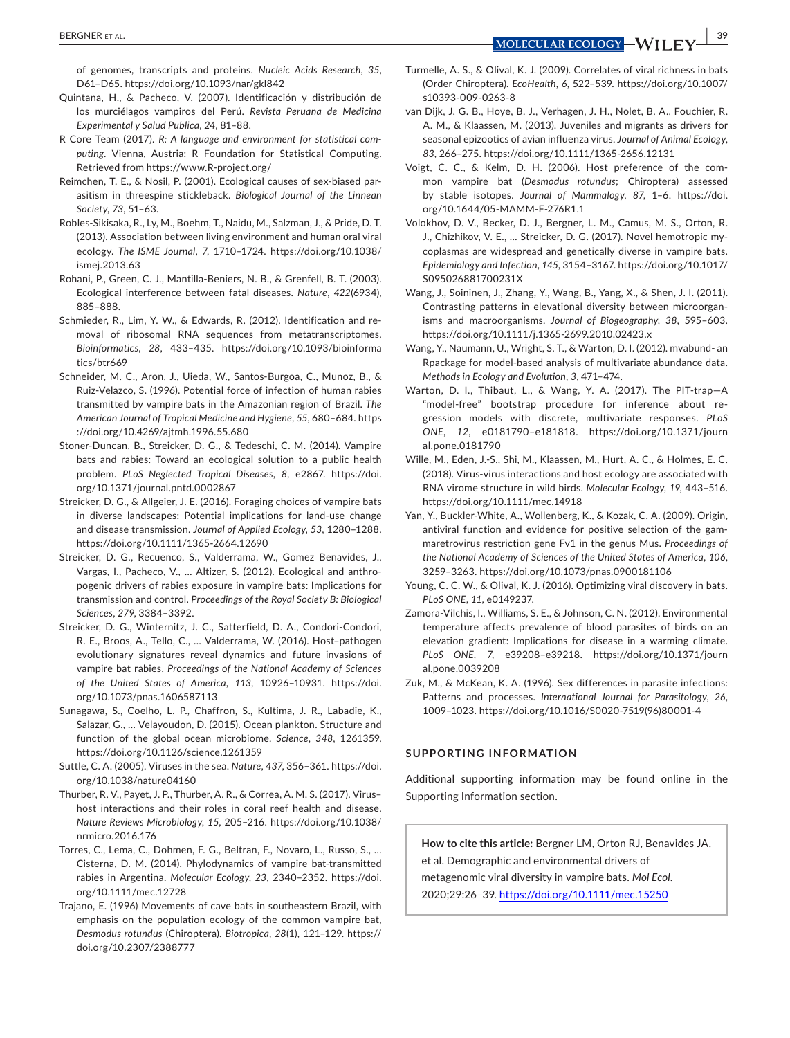of genomes, transcripts and proteins. *Nucleic Acids Research*, *35*, D61–D65. https://doi.org/10.1093/nar/gkl842

Quintana, H., & Pacheco, V. (2007). Identificación y distribución de los murciélagos vampiros del Perú. *Revista Peruana de Medicina Experimental y Salud Publica*, *24*, 81–88.

R Core Team (2017). *R: A language and environment for statistical computing*. Vienna, Austria: R Foundation for Statistical Computing. Retrieved from https://www.R-project.org/

Reimchen, T. E., & Nosil, P. (2001). Ecological causes of sex-biased parasitism in threespine stickleback. *Biological Journal of the Linnean Society*, *73*, 51–63.

Robles-Sikisaka, R., Ly, M., Boehm, T., Naidu, M., Salzman, J., & Pride, D. T. (2013). Association between living environment and human oral viral ecology. *The ISME Journal*, *7*, 1710–1724. https://doi.org/10.1038/ismej.2013.63

Rohani, P., Green, C. J., Mantilla-Beniers, N. B., & Grenfell, B. T. (2003). Ecological interference between fatal diseases. *Nature*, *422*(6934), 885–888.

Schmieder, R., Lim, Y. W., & Edwards, R. (2012). Identification and removal of ribosomal RNA sequences from metatranscriptomes. *Bioinformatics*, *28*, 433–435. https://doi.org/10.1093/bioinformatics/btr669

Schneider, M. C., Aron, J., Uieda, W., Santos-Burgoa, C., Munoz, B., & Ruiz-Velazco, S. (1996). Potential force of infection of human rabies transmitted by vampire bats in the Amazonian region of Brazil. *The American Journal of Tropical Medicine and Hygiene*, *55*, 680–684. https://doi.org/10.4269/ajtmh.1996.55.680

Stoner-Duncan, B., Streicker, D. G., & Tedeschi, C. M. (2014). Vampire bats and rabies: Toward an ecological solution to a public health problem. *PLoS Neglected Tropical Diseases*, *8*, e2867. https://doi.org/10.1371/journal.pntd.0002867

Streicker, D. G., & Allgeier, J. E. (2016). Foraging choices of vampire bats in diverse landscapes: Potential implications for land-use change and disease transmission. *Journal of Applied Ecology*, *53*, 1280–1288. https://doi.org/10.1111/1365-2664.12690

Streicker, D. G., Recuenco, S., Valderrama, W., Gomez Benavides, J., Vargas, I., Pacheco, V., … Altizer, S. (2012). Ecological and anthropogenic drivers of rabies exposure in vampire bats: Implications for transmission and control. *Proceedings of the Royal Society B: Biological Sciences*, *279*, 3384–3392.

Streicker, D. G., Winternitz, J. C., Satterfield, D. A., Condori-Condori, R. E., Broos, A., Tello, C., … Valderrama, W. (2016). Host–pathogen evolutionary signatures reveal dynamics and future invasions of vampire bat rabies. *Proceedings of the National Academy of Sciences of the United States of America*, *113*, 10926–10931. https://doi.org/10.1073/pnas.1606587113

Sunagawa, S., Coelho, L. P., Chaffron, S., Kultima, J. R., Labadie, K., Salazar, G., … Velayoudon, D. (2015). Ocean plankton. Structure and function of the global ocean microbiome. *Science*, *348*, 1261359. https://doi.org/10.1126/science.1261359

Suttle, C. A. (2005). Viruses in the sea. *Nature*, *437*, 356–361. https://doi.org/10.1038/nature04160

Thurber, R. V., Payet, J. P., Thurber, A. R., & Correa, A. M. S. (2017). Virus–host interactions and their roles in coral reef health and disease. *Nature Reviews Microbiology*, *15*, 205–216. https://doi.org/10.1038/nrmicro.2016.176

Torres, C., Lema, C., Dohmen, F. G., Beltran, F., Novaro, L., Russo, S., … Cisterna, D. M. (2014). Phylodynamics of vampire bat-transmitted rabies in Argentina. *Molecular Ecology*, *23*, 2340–2352. https://doi.org/10.1111/mec.12728

Trajano, E. (1996) Movements of cave bats in southeastern Brazil, with emphasis on the population ecology of the common vampire bat, *Desmodus rotundus* (Chiroptera). *Biotropica*, *28*(1), 121–129. https://doi.org/10.2307/2388777

Turmelle, A. S., & Olival, K. J. (2009). Correlates of viral richness in bats (Order Chiroptera). *EcoHealth*, *6*, 522–539. https://doi.org/10.1007/s10393-009-0263-8

van Dijk, J. G. B., Hoye, B. J., Verhagen, J. H., Nolet, B. A., Fouchier, R. A. M., & Klaassen, M. (2013). Juveniles and migrants as drivers for seasonal epizootics of avian influenza virus. *Journal of Animal Ecology*, *83*, 266–275. https://doi.org/10.1111/1365-2656.12131

Voigt, C. C., & Kelm, D. H. (2006). Host preference of the common vampire bat (*Desmodus rotundus*; Chiroptera) assessed by stable isotopes. *Journal of Mammalogy*, *87*, 1–6. https://doi.org/10.1644/05-MAMM-F-276R1.1

Volokhov, D. V., Becker, D. J., Bergner, L. M., Camus, M. S., Orton, R. J., Chizhikov, V. E., … Streicker, D. G. (2017). Novel hemotropic mycoplasmas are widespread and genetically diverse in vampire bats. *Epidemiology and Infection*, *145*, 3154–3167. https://doi.org/10.1017/S095026881700231X

Wang, J., Soininen, J., Zhang, Y., Wang, B., Yang, X., & Shen, J. I. (2011). Contrasting patterns in elevational diversity between microorganisms and macroorganisms. *Journal of Biogeography*, *38*, 595–603. https://doi.org/10.1111/j.1365-2699.2010.02423.x

Wang, Y., Naumann, U., Wright, S. T., & Warton, D. I. (2012). mvabund- an Rpackage for model-based analysis of multivariate abundance data. *Methods in Ecology and Evolution*, *3*, 471–474.

Warton, D. I., Thibaut, L., & Wang, Y. A. (2017). The PIT-trap—A "model-free" bootstrap procedure for inference about regression models with discrete, multivariate responses. *PLoS ONE*, *12*, e0181790–e181818. https://doi.org/10.1371/journal.pone.0181790

Wille, M., Eden, J.-S., Shi, M., Klaassen, M., Hurt, A. C., & Holmes, E. C. (2018). Virus-virus interactions and host ecology are associated with RNA virome structure in wild birds. *Molecular Ecology*, *19*, 443–516. https://doi.org/10.1111/mec.14918

Yan, Y., Buckler-White, A., Wollenberg, K., & Kozak, C. A. (2009). Origin, antiviral function and evidence for positive selection of the gammaretrovirus restriction gene Fv1 in the genus Mus. *Proceedings of the National Academy of Sciences of the United States of America*, *106*, 3259–3263. https://doi.org/10.1073/pnas.0900181106

Young, C. C. W., & Olival, K. J. (2016). Optimizing viral discovery in bats. *PLoS ONE*, *11*, e0149237.

Zamora-Vilchis, I., Williams, S. E., & Johnson, C. N. (2012). Environmental temperature affects prevalence of blood parasites of birds on an elevation gradient: Implications for disease in a warming climate. *PLoS ONE*, *7*, e39208–e39218. https://doi.org/10.1371/journal.pone.0039208

Zuk, M., & McKean, K. A. (1996). Sex differences in parasite infections: Patterns and processes. *International Journal for Parasitology*, *26*, 1009–1023. https://doi.org/10.1016/S0020-7519(96)80001-4

## SUPPORTING INFORMATION

Additional supporting information may be found online in the Supporting Information section.

**How to cite this article:** Bergner LM, Orton RJ, Benavides JA, et al. Demographic and environmental drivers of metagenomic viral diversity in vampire bats. *Mol Ecol*. 2020;29:26–39. https://doi.org/10.1111/mec.15250